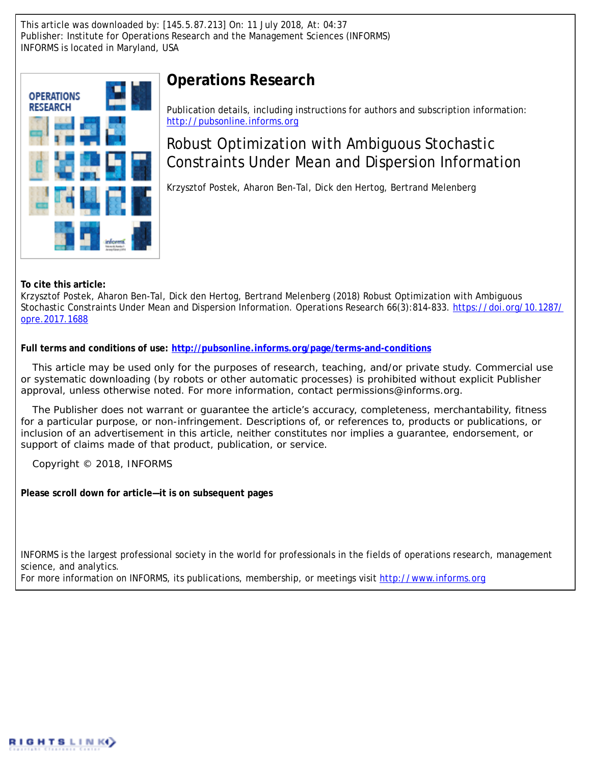This article was downloaded by: [145.5.87.213] On: 11 July 2018, At: 04:37
Publisher: Institute for Operations Research and the Management Sciences (INFORMS)
INFORMS is located in Maryland, USA

# Operations Research

Publication details, including instructions for authors and subscription information:
http://pubsonline.informs.org

## Robust Optimization with Ambiguous Stochastic Constraints Under Mean and Dispersion Information

Krzysztof Postek, Aharon Ben-Tal, Dick den Hertog, Bertrand Melenberg

**To cite this article:**
Krzysztof Postek, Aharon Ben-Tal, Dick den Hertog, Bertrand Melenberg (2018) Robust Optimization with Ambiguous Stochastic Constraints Under Mean and Dispersion Information. Operations Research 66(3):814-833. https://doi.org/10.1287/opre.2017.1688

**Full terms and conditions of use: http://pubsonline.informs.org/page/terms-and-conditions**

This article may be used only for the purposes of research, teaching, and/or private study. Commercial use or systematic downloading (by robots or other automatic processes) is prohibited without explicit Publisher approval, unless otherwise noted. For more information, contact permissions@informs.org.

The Publisher does not warrant or guarantee the article's accuracy, completeness, merchantability, fitness for a particular purpose, or non-infringement. Descriptions of, or references to, products or publications, or inclusion of an advertisement in this article, neither constitutes nor implies a guarantee, endorsement, or support of claims made of that product, publication, or service.

Copyright © 2018, INFORMS

**Please scroll down for article—it is on subsequent pages**

INFORMS is the largest professional society in the world for professionals in the fields of operations research, management science, and analytics.
For more information on INFORMS, its publications, membership, or meetings visit http://www.informs.org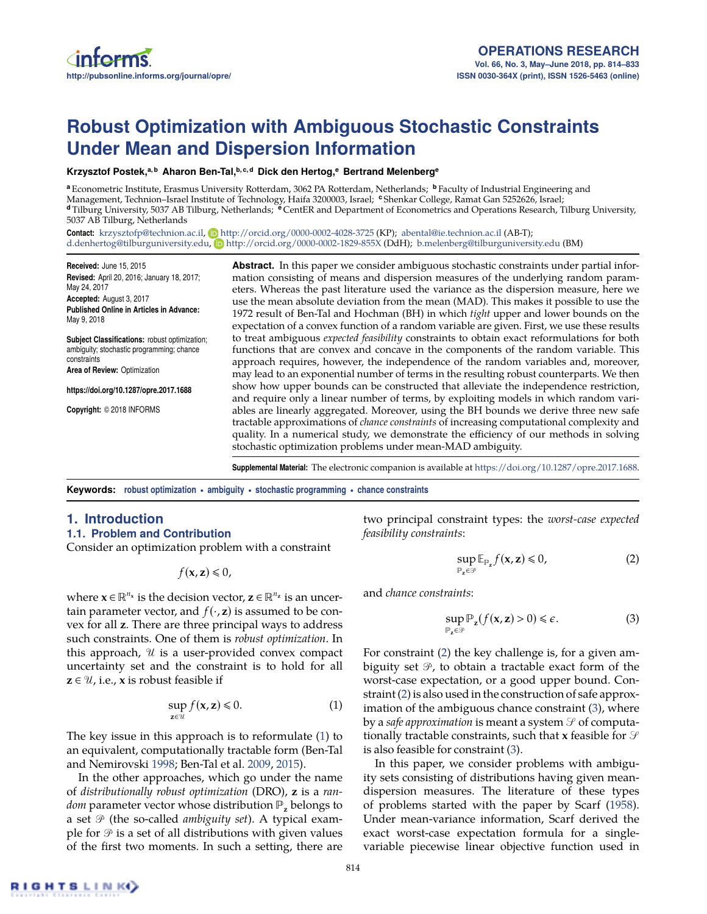# Robust Optimization with Ambiguous Stochastic Constraints Under Mean and Dispersion Information

**Krzysztof Postek,[a,b] Aharon Ben-Tal,[b,c,d] Dick den Hertog,[e] Bertrand Melenberg[e]**

[a] Econometric Institute, Erasmus University Rotterdam, 3062 PA Rotterdam, Netherlands; [b] Faculty of Industrial Engineering and Management, Technion–Israel Institute of Technology, Haifa 3200003, Israel; [c] Shenkar College, Ramat Gan 5252626, Israel; [d] Tilburg University, 5037 AB Tilburg, Netherlands; [e] CentER and Department of Econometrics and Operations Research, Tilburg University, 5037 AB Tilburg, Netherlands

**Contact:** krzysztofp@technion.ac.il, http://orcid.org/0000-0002-4028-3725 (KP); abental@ie.technion.ac.il (AB-T); d.denhertog@tilburguniversity.edu, http://orcid.org/0000-0002-1829-855X (DdH); b.melenberg@tilburguniversity.edu (BM)

**Received:** June 15, 2015
**Revised:** April 20, 2016; January 18, 2017; May 24, 2017
**Accepted:** August 3, 2017
**Published Online in Articles in Advance:** May 9, 2018

**Subject Classifications:** robust optimization; ambiguity; stochastic programming; chance constraints
**Area of Review:** Optimization

https://doi.org/10.1287/opre.2017.1688

**Copyright:** © 2018 INFORMS

**Abstract.** In this paper we consider ambiguous stochastic constraints under partial information consisting of means and dispersion measures of the underlying random parameters. Whereas the past literature used the variance as the dispersion measure, here we use the mean absolute deviation from the mean (MAD). This makes it possible to use the 1972 result of Ben-Tal and Hochman (BH) in which *tight* upper and lower bounds on the expectation of a convex function of a random variable are given. First, we use these results to treat ambiguous *expected feasibility* constraints to obtain exact reformulations for both functions that are convex and concave in the components of the random variable. This approach requires, however, the independence of the random variables and, moreover, may lead to an exponential number of terms in the resulting robust counterparts. We then show how upper bounds can be constructed that alleviate the independence restriction, and require only a linear number of terms, by exploiting models in which random variables are linearly aggregated. Moreover, using the BH bounds we derive three new safe tractable approximations of *chance constraints* of increasing computational complexity and quality. In a numerical study, we demonstrate the efficiency of our methods in solving stochastic optimization problems under mean-MAD ambiguity.

**Supplemental Material:** The electronic companion is available at https://doi.org/10.1287/opre.2017.1688.

**Keywords:** robust optimization • ambiguity • stochastic programming • chance constraints

## 1. Introduction

### 1.1. Problem and Contribution

Consider an optimization problem with a constraint

$$f(\mathbf{x}, \mathbf{z}) \leqslant 0,$$

where $\mathbf{x} \in \mathbb{R}^{n_x}$ is the decision vector, $\mathbf{z} \in \mathbb{R}^{n_z}$ is an uncertain parameter vector, and $f(\cdot, \mathbf{z})$ is assumed to be convex for all $\mathbf{z}$. There are three principal ways to address such constraints. One of them is *robust optimization*. In this approach, $\mathcal{U}$ is a user-provided convex compact uncertainty set and the constraint is to hold for all $\mathbf{z} \in \mathcal{U}$, i.e., $\mathbf{x}$ is robust feasible if

$$\sup_{\mathbf{z} \in \mathcal{U}} f(\mathbf{x}, \mathbf{z}) \leqslant 0. \tag{1}$$

The key issue in this approach is to reformulate (1) to an equivalent, computationally tractable form (Ben-Tal and Nemirovski 1998; Ben-Tal et al. 2009, 2015).

In the other approaches, which go under the name of *distributionally robust optimization* (DRO), $\mathbf{z}$ is a *random* parameter vector whose distribution $\mathbb{P}_{\mathbf{z}}$ belongs to a set $\mathcal{P}$ (the so-called *ambiguity set*). A typical example for $\mathcal{P}$ is a set of all distributions with given values of the first two moments. In such a setting, there are two principal constraint types: the *worst-case expected feasibility constraints*:

$$\sup_{\mathbb{P}_{\mathbf{z}} \in \mathcal{P}} \mathbb{E}_{\mathbb{P}_{\mathbf{z}}} f(\mathbf{x}, \mathbf{z}) \leqslant 0, \tag{2}$$

and *chance constraints*:

$$\sup_{\mathbb{P}_{\mathbf{z}} \in \mathcal{P}} \mathbb{P}_{\mathbf{z}}(f(\mathbf{x}, \mathbf{z}) > 0) \leqslant \epsilon. \tag{3}$$

For constraint (2) the key challenge is, for a given ambiguity set $\mathcal{P}$, to obtain a tractable exact form of the worst-case expectation, or a good upper bound. Constraint (2) is also used in the construction of safe approximation of the ambiguous chance constraint (3), where by a *safe approximation* is meant a system $\mathcal{S}$ of computationally tractable constraints, such that $\mathbf{x}$ feasible for $\mathcal{S}$ is also feasible for constraint (3).

In this paper, we consider problems with ambiguity sets consisting of distributions having given mean-dispersion measures. The literature of these types of problems started with the paper by Scarf (1958). Under mean-variance information, Scarf derived the exact worst-case expectation formula for a single-variable piecewise linear objective function used in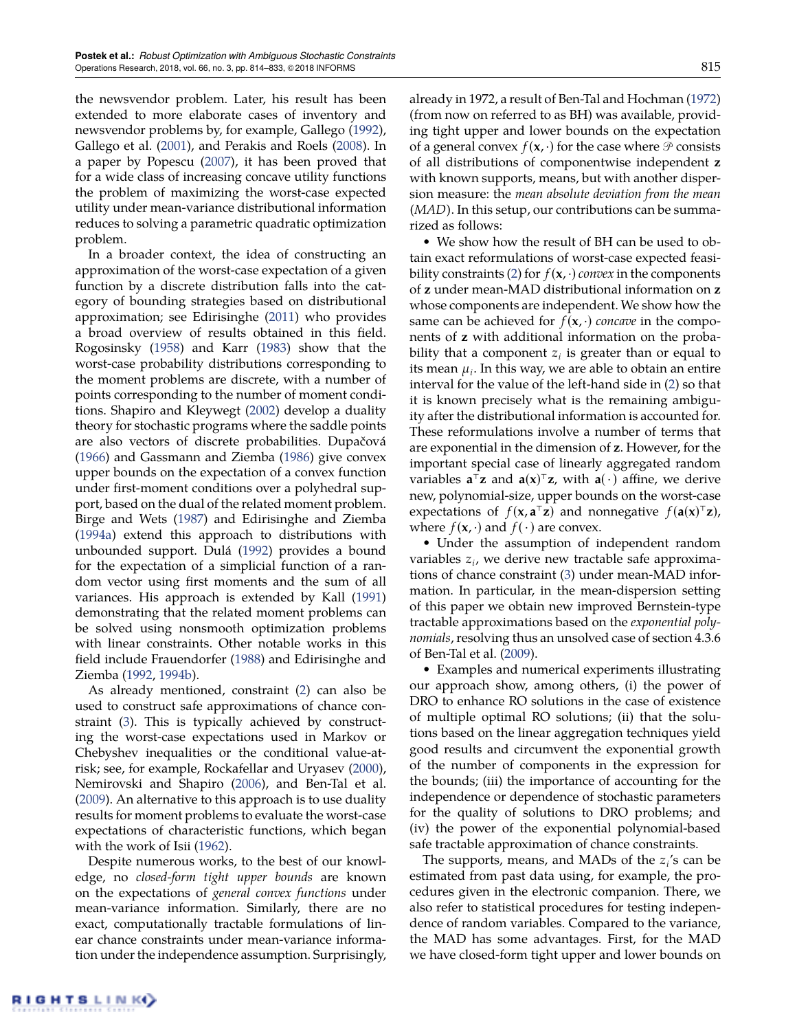the newsvendor problem. Later, his result has been extended to more elaborate cases of inventory and newsvendor problems by, for example, Gallego (1992), Gallego et al. (2001), and Perakis and Roels (2008). In a paper by Popescu (2007), it has been proved that for a wide class of increasing concave utility functions the problem of maximizing the worst-case expected utility under mean-variance distributional information reduces to solving a parametric quadratic optimization problem.

In a broader context, the idea of constructing an approximation of the worst-case expectation of a given function by a discrete distribution falls into the category of bounding strategies based on distributional approximation; see Edirisinghe (2011) who provides a broad overview of results obtained in this field. Rogosinsky (1958) and Karr (1983) show that the worst-case probability distributions corresponding to the moment problems are discrete, with a number of points corresponding to the number of moment conditions. Shapiro and Kleywegt (2002) develop a duality theory for stochastic programs where the saddle points are also vectors of discrete probabilities. Dupačová (1966) and Gassmann and Ziemba (1986) give convex upper bounds on the expectation of a convex function under first-moment conditions over a polyhedral support, based on the dual of the related moment problem. Birge and Wets (1987) and Edirisinghe and Ziemba (1994a) extend this approach to distributions with unbounded support. Dulá (1992) provides a bound for the expectation of a simplicial function of a random vector using first moments and the sum of all variances. His approach is extended by Kall (1991) demonstrating that the related moment problems can be solved using nonsmooth optimization problems with linear constraints. Other notable works in this field include Frauendorfer (1988) and Edirisinghe and Ziemba (1992, 1994b).

As already mentioned, constraint (2) can also be used to construct safe approximations of chance constraint (3). This is typically achieved by constructing the worst-case expectations used in Markov or Chebyshev inequalities or the conditional value-at-risk; see, for example, Rockafellar and Uryasev (2000), Nemirovski and Shapiro (2006), and Ben-Tal et al. (2009). An alternative to this approach is to use duality results for moment problems to evaluate the worst-case expectations of characteristic functions, which began with the work of Isii (1962).

Despite numerous works, to the best of our knowledge, no *closed-form tight upper bounds* are known on the expectations of *general convex functions* under mean-variance information. Similarly, there are no exact, computationally tractable formulations of linear chance constraints under mean-variance information under the independence assumption. Surprisingly, already in 1972, a result of Ben-Tal and Hochman (1972) (from now on referred to as BH) was available, providing tight upper and lower bounds on the expectation of a general convex $f(\mathbf{x}, \cdot)$ for the case where $\mathcal{P}$ consists of all distributions of componentwise independent $\mathbf{z}$ with known supports, means, but with another dispersion measure: the *mean absolute deviation from the mean* (*MAD*). In this setup, our contributions can be summarized as follows:

- We show how the result of BH can be used to obtain exact reformulations of worst-case expected feasibility constraints (2) for $f(\mathbf{x}, \cdot)$ *convex* in the components of $\mathbf{z}$ under mean-MAD distributional information on $\mathbf{z}$ whose components are independent. We show how the same can be achieved for $f(\mathbf{x}, \cdot)$ *concave* in the components of $\mathbf{z}$ with additional information on the probability that a component $z_i$ is greater than or equal to its mean $\mu_i$. In this way, we are able to obtain an entire interval for the value of the left-hand side in (2) so that it is known precisely what is the remaining ambiguity after the distributional information is accounted for. These reformulations involve a number of terms that are exponential in the dimension of $\mathbf{z}$. However, for the important special case of linearly aggregated random variables $\mathbf{a}^\top\mathbf{z}$ and $\mathbf{a}(\mathbf{x})^\top\mathbf{z}$, with $\mathbf{a}(\cdot)$ affine, we derive new, polynomial-size, upper bounds on the worst-case expectations of $f(\mathbf{x}, \mathbf{a}^\top\mathbf{z})$ and nonnegative $f(\mathbf{a}(\mathbf{x})^\top\mathbf{z})$, where $f(\mathbf{x}, \cdot)$ and $f(\cdot)$ are convex.
- Under the assumption of independent random variables $z_i$, we derive new tractable safe approximations of chance constraint (3) under mean-MAD information. In particular, in the mean-dispersion setting of this paper we obtain new improved Bernstein-type tractable approximations based on the *exponential polynomials*, resolving thus an unsolved case of section 4.3.6 of Ben-Tal et al. (2009).
- Examples and numerical experiments illustrating our approach show, among others, (i) the power of DRO to enhance RO solutions in the case of existence of multiple optimal RO solutions; (ii) that the solutions based on the linear aggregation techniques yield good results and circumvent the exponential growth of the number of components in the expression for the bounds; (iii) the importance of accounting for the independence or dependence of stochastic parameters for the quality of solutions to DRO problems; and (iv) the power of the exponential polynomial-based safe tractable approximation of chance constraints.

The supports, means, and MADs of the $z_i$'s can be estimated from past data using, for example, the procedures given in the electronic companion. There, we also refer to statistical procedures for testing independence of random variables. Compared to the variance, the MAD has some advantages. First, for the MAD we have closed-form tight upper and lower bounds on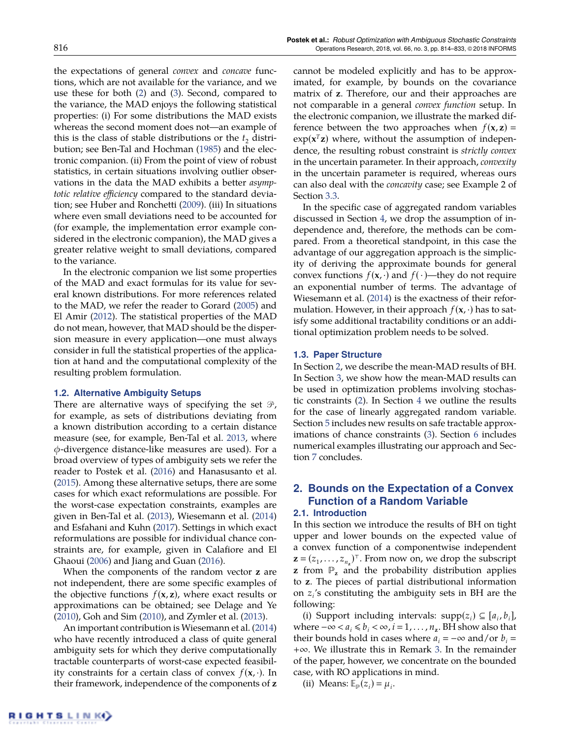the expectations of general *convex* and *concave* functions, which are not available for the variance, and we use these for both (2) and (3). Second, compared to the variance, the MAD enjoys the following statistical properties: (i) For some distributions the MAD exists whereas the second moment does not—an example of this is the class of stable distributions or the $t_2$ distribution; see Ben-Tal and Hochman (1985) and the electronic companion. (ii) From the point of view of robust statistics, in certain situations involving outlier observations in the data the MAD exhibits a better *asymptotic relative efficiency* compared to the standard deviation; see Huber and Ronchetti (2009). (iii) In situations where even small deviations need to be accounted for (for example, the implementation error example considered in the electronic companion), the MAD gives a greater relative weight to small deviations, compared to the variance.

In the electronic companion we list some properties of the MAD and exact formulas for its value for several known distributions. For more references related to the MAD, we refer the reader to Gorard (2005) and El Amir (2012). The statistical properties of the MAD do not mean, however, that MAD should be the dispersion measure in every application—one must always consider in full the statistical properties of the application at hand and the computational complexity of the resulting problem formulation.

### 1.2. Alternative Ambiguity Setups

There are alternative ways of specifying the set $\mathcal{P}$, for example, as sets of distributions deviating from a known distribution according to a certain distance measure (see, for example, Ben-Tal et al. 2013, where $\phi$-divergence distance-like measures are used). For a broad overview of types of ambiguity sets we refer the reader to Postek et al. (2016) and Hanasusanto et al. (2015). Among these alternative setups, there are some cases for which exact reformulations are possible. For the worst-case expectation constraints, examples are given in Ben-Tal et al. (2013), Wiesemann et al. (2014) and Esfahani and Kuhn (2017). Settings in which exact reformulations are possible for individual chance constraints are, for example, given in Calafiore and El Ghaoui (2006) and Jiang and Guan (2016).

When the components of the random vector $\mathbf{z}$ are not independent, there are some specific examples of the objective functions $f(\mathbf{x}, \mathbf{z})$, where exact results or approximations can be obtained; see Delage and Ye (2010), Goh and Sim (2010), and Zymler et al. (2013).

An important contribution is Wiesemann et al. (2014) who have recently introduced a class of quite general ambiguity sets for which they derive computationally tractable counterparts of worst-case expected feasibility constraints for a certain class of convex $f(\mathbf{x}, \cdot)$. In their framework, independence of the components of $\mathbf{z}$ cannot be modeled explicitly and has to be approximated, for example, by bounds on the covariance matrix of $\mathbf{z}$. Therefore, our and their approaches are not comparable in a general *convex function* setup. In the electronic companion, we illustrate the marked difference between the two approaches when $f(\mathbf{x}, \mathbf{z}) = \exp(\mathbf{x}^T\mathbf{z})$ where, without the assumption of independence, the resulting robust constraint is *strictly convex* in the uncertain parameter. In their approach, *convexity* in the uncertain parameter is required, whereas ours can also deal with the *concavity* case; see Example 2 of Section 3.3.

In the specific case of aggregated random variables discussed in Section 4, we drop the assumption of independence and, therefore, the methods can be compared. From a theoretical standpoint, in this case the advantage of our aggregation approach is the simplicity of deriving the approximate bounds for general convex functions $f(\mathbf{x}, \cdot)$ and $f(\cdot)$—they do not require an exponential number of terms. The advantage of Wiesemann et al. (2014) is the exactness of their reformulation. However, in their approach $f(\mathbf{x}, \cdot)$ has to satisfy some additional tractability conditions or an additional optimization problem needs to be solved.

### 1.3. Paper Structure

In Section 2, we describe the mean-MAD results of BH. In Section 3, we show how the mean-MAD results can be used in optimization problems involving stochastic constraints (2). In Section 4 we outline the results for the case of linearly aggregated random variable. Section 5 includes new results on safe tractable approximations of chance constraints (3). Section 6 includes numerical examples illustrating our approach and Section 7 concludes.

## 2. Bounds on the Expectation of a Convex Function of a Random Variable

### 2.1. Introduction

In this section we introduce the results of BH on tight upper and lower bounds on the expected value of a convex function of a componentwise independent $\mathbf{z} = (z_1, \ldots, z_{n_\mathbf{z}})^\top$. From now on, we drop the subscript $\mathbf{z}$ from $\mathbb{P}_\mathbf{z}$ and the probability distribution applies to $\mathbf{z}$. The pieces of partial distributional information on $z_i$'s constituting the ambiguity sets in BH are the following:

(i) Support including intervals: $\text{supp}(z_i) \subseteq [a_i, b_i]$, where $-\infty < a_i \leqslant b_i < \infty$, $i = 1, \ldots, n_\mathbf{z}$. BH show also that their bounds hold in cases where $a_i = -\infty$ and/or $b_i = +\infty$. We illustrate this in Remark 3. In the remainder of the paper, however, we concentrate on the bounded case, with RO applications in mind.

(ii) Means: $\mathbb{E}_\mathbb{P}(z_i) = \mu_i$.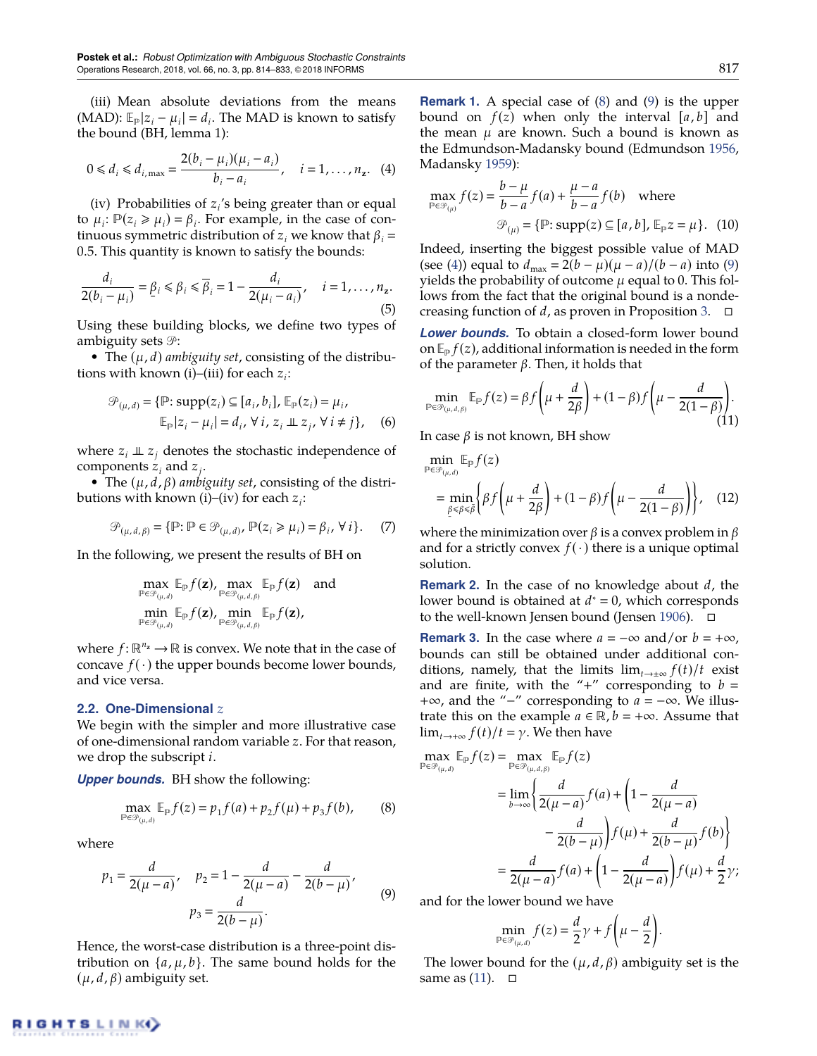(iii) Mean absolute deviations from the means (MAD): $\mathbb{E}_{\mathbb{P}}|z_i - \mu_i| = d_i$. The MAD is known to satisfy the bound (BH, lemma 1):

$$0 \leqslant d_i \leqslant d_{i,\max} = \frac{2(b_i - \mu_i)(\mu_i - a_i)}{b_i - a_i}, \quad i = 1, \ldots, n_{\mathbf{z}}. \quad (4)$$

(iv) Probabilities of $z_i$'s being greater than or equal to $\mu_i$: $\mathbb{P}(z_i \geqslant \mu_i) = \beta_i$. For example, in the case of continuous symmetric distribution of $z_i$ we know that $\beta_i = 0.5$. This quantity is known to satisfy the bounds:

$$\frac{d_i}{2(b_i - \mu_i)} = \underline{\beta}_i \leqslant \beta_i \leqslant \overline{\beta}_i = 1 - \frac{d_i}{2(\mu_i - a_i)}, \quad i = 1, \ldots, n_{\mathbf{z}}. \quad (5)$$

Using these building blocks, we define two types of ambiguity sets $\mathcal{P}$:

- The $(\mu, d)$ *ambiguity set*, consisting of the distributions with known (i)–(iii) for each $z_i$:

$$\mathcal{P}_{(\mu,d)} = \{\mathbb{P}: \operatorname{supp}(z_i) \subseteq [a_i, b_i], \mathbb{E}_{\mathbb{P}}(z_i) = \mu_i, \mathbb{E}_{\mathbb{P}}|z_i - \mu_i| = d_i, \forall\, i, z_i \perp\!\!\!\perp z_j, \forall\, i \neq j\}, \quad (6)$$

where $z_i \perp\!\!\!\perp z_j$ denotes the stochastic independence of components $z_i$ and $z_j$.

- The $(\mu, d, \beta)$ *ambiguity set*, consisting of the distributions with known (i)–(iv) for each $z_i$:

$$\mathcal{P}_{(\mu,d,\beta)} = \{\mathbb{P}: \mathbb{P} \in \mathcal{P}_{(\mu,d)}, \mathbb{P}(z_i \geqslant \mu_i) = \beta_i, \forall\, i\}. \quad (7)$$

In the following, we present the results of BH on

$$\max_{\mathbb{P} \in \mathcal{P}_{(\mu,d)}} \mathbb{E}_{\mathbb{P}} f(\mathbf{z}), \max_{\mathbb{P} \in \mathcal{P}_{(\mu,d,\beta)}} \mathbb{E}_{\mathbb{P}} f(\mathbf{z}) \quad \text{and}$$
$$\min_{\mathbb{P} \in \mathcal{P}_{(\mu,d)}} \mathbb{E}_{\mathbb{P}} f(\mathbf{z}), \min_{\mathbb{P} \in \mathcal{P}_{(\mu,d,\beta)}} \mathbb{E}_{\mathbb{P}} f(\mathbf{z}),$$

where $f: \mathbb{R}^{n_{\mathbf{z}}} \to \mathbb{R}$ is convex. We note that in the case of concave $f(\cdot)$ the upper bounds become lower bounds, and vice versa.

## 2.2. One-Dimensional $z$

We begin with the simpler and more illustrative case of one-dimensional random variable $z$. For that reason, we drop the subscript $i$.

***Upper bounds.*** BH show the following:

$$\max_{\mathbb{P} \in \mathcal{P}_{(\mu,d)}} \mathbb{E}_{\mathbb{P}} f(z) = p_1 f(a) + p_2 f(\mu) + p_3 f(b), \quad (8)$$

where

$$p_1 = \frac{d}{2(\mu - a)}, \quad p_2 = 1 - \frac{d}{2(\mu - a)} - \frac{d}{2(b - \mu)}, \quad p_3 = \frac{d}{2(b - \mu)}. \quad (9)$$

Hence, the worst-case distribution is a three-point distribution on $\{a, \mu, b\}$. The same bound holds for the $(\mu, d, \beta)$ ambiguity set.

**Remark 1.** A special case of (8) and (9) is the upper bound on $f(z)$ when only the interval $[a, b]$ and the mean $\mu$ are known. Such a bound is known as the Edmundson-Madansky bound (Edmundson 1956, Madansky 1959):

$$\max_{\mathbb{P} \in \mathcal{P}_{(\mu)}} f(z) = \frac{b - \mu}{b - a} f(a) + \frac{\mu - a}{b - a} f(b) \quad \text{where}$$
$$\mathcal{P}_{(\mu)} = \{\mathbb{P}: \operatorname{supp}(z) \subseteq [a, b], \mathbb{E}_{\mathbb{P}} z = \mu\}. \quad (10)$$

Indeed, inserting the biggest possible value of MAD (see (4)) equal to $d_{\max} = 2(b - \mu)(\mu - a)/(b - a)$ into (9) yields the probability of outcome $\mu$ equal to 0. This follows from the fact that the original bound is a nondecreasing function of $d$, as proven in Proposition 3. □

***Lower bounds.*** To obtain a closed-form lower bound on $\mathbb{E}_{\mathbb{P}} f(z)$, additional information is needed in the form of the parameter $\beta$. Then, it holds that

$$\min_{\mathbb{P} \in \mathcal{P}_{(\mu,d,\beta)}} \mathbb{E}_{\mathbb{P}} f(z) = \beta f\left(\mu + \frac{d}{2\beta}\right) + (1 - \beta) f\left(\mu - \frac{d}{2(1 - \beta)}\right). \quad (11)$$

In case $\beta$ is not known, BH show

$$\min_{\mathbb{P} \in \mathcal{P}_{(\mu,d)}} \mathbb{E}_{\mathbb{P}} f(z) = \min_{\underline{\beta} \leqslant \beta \leqslant \bar{\beta}} \left\{\beta f\left(\mu + \frac{d}{2\beta}\right) + (1 - \beta) f\left(\mu - \frac{d}{2(1 - \beta)}\right)\right\}, \quad (12)$$

where the minimization over $\beta$ is a convex problem in $\beta$ and for a strictly convex $f(\cdot)$ there is a unique optimal solution.

**Remark 2.** In the case of no knowledge about $d$, the lower bound is obtained at $d^* = 0$, which corresponds to the well-known Jensen bound (Jensen 1906). □

**Remark 3.** In the case where $a = -\infty$ and/or $b = +\infty$, bounds can still be obtained under additional conditions, namely, that the limits $\lim_{t \to \pm\infty} f(t)/t$ exist and are finite, with the "+" corresponding to $b = +\infty$, and the "−" corresponding to $a = -\infty$. We illustrate this on the example $a \in \mathbb{R}, b = +\infty$. Assume that $\lim_{t \to +\infty} f(t)/t = \gamma$. We then have

$$\begin{aligned}
\max_{\mathbb{P} \in \mathcal{P}_{(\mu,d)}} \mathbb{E}_{\mathbb{P}} f(z) &= \max_{\mathbb{P} \in \mathcal{P}_{(\mu,d,\beta)}} \mathbb{E}_{\mathbb{P}} f(z) \\
&= \lim_{b \to \infty} \left\{\frac{d}{2(\mu - a)} f(a) + \left(1 - \frac{d}{2(\mu - a)} - \frac{d}{2(b - \mu)}\right) f(\mu) + \frac{d}{2(b - \mu)} f(b)\right\} \\
&= \frac{d}{2(\mu - a)} f(a) + \left(1 - \frac{d}{2(\mu - a)}\right) f(\mu) + \frac{d}{2}\gamma;
\end{aligned}$$

and for the lower bound we have

$$\min_{\mathbb{P} \in \mathcal{P}_{(\mu,d)}} f(z) = \frac{d}{2}\gamma + f\left(\mu - \frac{d}{2}\right).$$

The lower bound for the $(\mu, d, \beta)$ ambiguity set is the same as (11). □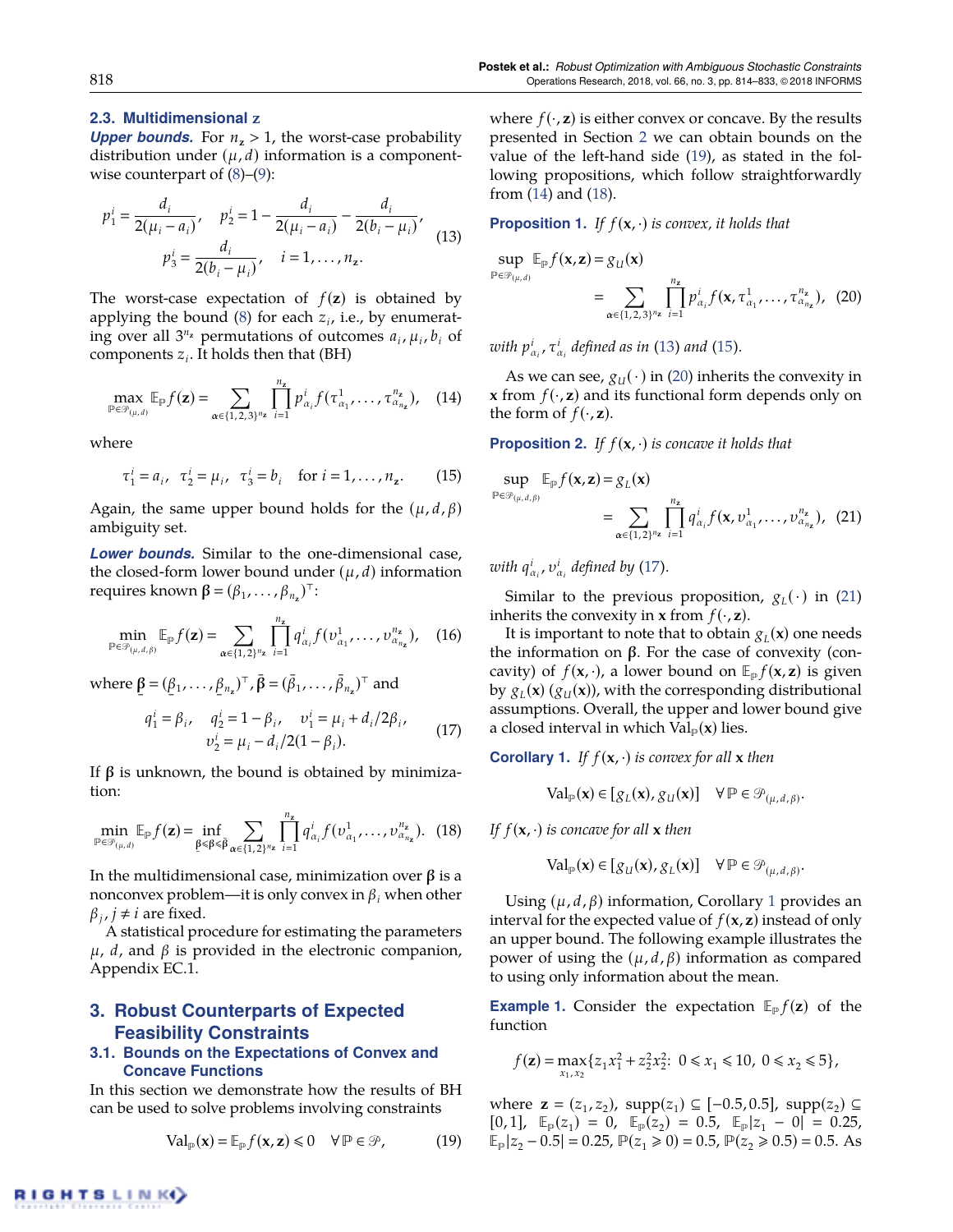### 2.3. Multidimensional z

***Upper bounds.*** For $n_{\mathbf{z}} > 1$, the worst-case probability distribution under $(\mu, d)$ information is a componentwise counterpart of (8)–(9):

$$p_1^i = \frac{d_i}{2(\mu_i - a_i)}, \quad p_2^i = 1 - \frac{d_i}{2(\mu_i - a_i)} - \frac{d_i}{2(b_i - \mu_i)}, \\ p_3^i = \frac{d_i}{2(b_i - \mu_i)}, \quad i = 1, \ldots, n_{\mathbf{z}}. \tag{13}$$

The worst-case expectation of $f(\mathbf{z})$ is obtained by applying the bound (8) for each $z_i$, i.e., by enumerating over all $3^{n_{\mathbf{z}}}$ permutations of outcomes $a_i, \mu_i, b_i$ of components $z_i$. It holds then that (BH)

$$\max_{\mathbb{P} \in \mathcal{P}_{(\mu,d)}} \mathbb{E}_{\mathbb{P}} f(\mathbf{z}) = \sum_{\alpha \in \{1,2,3\}^{n_{\mathbf{z}}}} \prod_{i=1}^{n_{\mathbf{z}}} p_{\alpha_i}^i f(\tau_{\alpha_1}^1, \ldots, \tau_{\alpha_{n_{\mathbf{z}}}}^{n_{\mathbf{z}}}), \tag{14}$$

where

$$\tau_1^i = a_i, \quad \tau_2^i = \mu_i, \quad \tau_3^i = b_i \quad \text{for } i = 1, \ldots, n_{\mathbf{z}}. \tag{15}$$

Again, the same upper bound holds for the $(\mu, d, \beta)$ ambiguity set.

***Lower bounds.*** Similar to the one-dimensional case, the closed-form lower bound under $(\mu, d)$ information requires known $\boldsymbol{\beta} = (\beta_1, \ldots, \beta_{n_{\mathbf{z}}})^\top$:

$$\min_{\mathbb{P} \in \mathcal{P}_{(\mu,d,\beta)}} \mathbb{E}_{\mathbb{P}} f(\mathbf{z}) = \sum_{\alpha \in \{1,2\}^{n_{\mathbf{z}}}} \prod_{i=1}^{n_{\mathbf{z}}} q_{\alpha_i}^i f(\upsilon_{\alpha_1}^1, \ldots, \upsilon_{\alpha_{n_{\mathbf{z}}}}^{n_{\mathbf{z}}}), \tag{16}$$

where $\underline{\boldsymbol{\beta}} = (\underline{\beta}_1, \ldots, \underline{\beta}_{n_{\mathbf{z}}})^\top, \bar{\boldsymbol{\beta}} = (\bar{\beta}_1, \ldots, \bar{\beta}_{n_{\mathbf{z}}})^\top$ and

$$q_1^i = \beta_i, \quad q_2^i = 1 - \beta_i, \quad \upsilon_1^i = \mu_i + d_i/2\beta_i, \\ \upsilon_2^i = \mu_i - d_i/2(1 - \beta_i). \tag{17}$$

If $\boldsymbol{\beta}$ is unknown, the bound is obtained by minimization:

$$\min_{\mathbb{P} \in \mathcal{P}_{(\mu,d)}} \mathbb{E}_{\mathbb{P}} f(\mathbf{z}) = \inf_{\underline{\boldsymbol{\beta}} \leqslant \boldsymbol{\beta} \leqslant \bar{\boldsymbol{\beta}}} \sum_{\alpha \in \{1,2\}^{n_{\mathbf{z}}}} \prod_{i=1}^{n_{\mathbf{z}}} q_{\alpha_i}^i f(\upsilon_{\alpha_1}^1, \ldots, \upsilon_{\alpha_{n_{\mathbf{z}}}}^{n_{\mathbf{z}}}). \tag{18}$$

In the multidimensional case, minimization over $\boldsymbol{\beta}$ is a nonconvex problem—it is only convex in $\beta_i$ when other $\beta_j, j \neq i$ are fixed.

A statistical procedure for estimating the parameters $\mu$, $d$, and $\beta$ is provided in the electronic companion, Appendix EC.1.

## 3. Robust Counterparts of Expected Feasibility Constraints

### 3.1. Bounds on the Expectations of Convex and Concave Functions

In this section we demonstrate how the results of BH can be used to solve problems involving constraints

$$\mathrm{Val}_{\mathbb{P}}(\mathbf{x}) = \mathbb{E}_{\mathbb{P}} f(\mathbf{x}, \mathbf{z}) \leqslant 0 \quad \forall\, \mathbb{P} \in \mathcal{P}, \tag{19}$$

where $f(\cdot, \mathbf{z})$ is either convex or concave. By the results presented in Section 2 we can obtain bounds on the value of the left-hand side (19), as stated in the following propositions, which follow straightforwardly from (14) and (18).

**Proposition 1.** *If $f(\mathbf{x}, \cdot)$ is convex, it holds that*

$$\sup_{\mathbb{P} \in \mathcal{P}_{(\mu,d)}} \mathbb{E}_{\mathbb{P}} f(\mathbf{x}, \mathbf{z}) = g_U(\mathbf{x}) \\ = \sum_{\alpha \in \{1,2,3\}^{n_{\mathbf{z}}}} \prod_{i=1}^{n_{\mathbf{z}}} p_{\alpha_i}^i f(\mathbf{x}, \tau_{\alpha_1}^1, \ldots, \tau_{\alpha_{n_{\mathbf{z}}}}^{n_{\mathbf{z}}}), \tag{20}$$

*with $p_{\alpha_i}^i, \tau_{\alpha_i}^i$ defined as in (13) and (15).*

As we can see, $g_U(\cdot)$ in (20) inherits the convexity in $\mathbf{x}$ from $f(\cdot, \mathbf{z})$ and its functional form depends only on the form of $f(\cdot, \mathbf{z})$.

**Proposition 2.** *If $f(\mathbf{x}, \cdot)$ is concave it holds that*

$$\sup_{\mathbb{P} \in \mathcal{P}_{(\mu,d,\beta)}} \mathbb{E}_{\mathbb{P}} f(\mathbf{x}, \mathbf{z}) = g_L(\mathbf{x}) \\ = \sum_{\alpha \in \{1,2\}^{n_{\mathbf{z}}}} \prod_{i=1}^{n_{\mathbf{z}}} q_{\alpha_i}^i f(\mathbf{x}, \upsilon_{\alpha_1}^1, \ldots, \upsilon_{\alpha_{n_{\mathbf{z}}}}^{n_{\mathbf{z}}}), \tag{21}$$

*with $q_{\alpha_i}^i, \upsilon_{\alpha_i}^i$ defined by (17).*

Similar to the previous proposition, $g_L(\cdot)$ in (21) inherits the convexity in $\mathbf{x}$ from $f(\cdot, \mathbf{z})$.

It is important to note that to obtain $g_L(\mathbf{x})$ one needs the information on $\boldsymbol{\beta}$. For the case of convexity (concavity) of $f(\mathbf{x}, \cdot)$, a lower bound on $\mathbb{E}_{\mathbb{P}} f(\mathbf{x}, \mathbf{z})$ is given by $g_L(\mathbf{x})$ ($g_U(\mathbf{x})$), with the corresponding distributional assumptions. Overall, the upper and lower bound give a closed interval in which $\mathrm{Val}_{\mathbb{P}}(\mathbf{x})$ lies.

**Corollary 1.** *If $f(\mathbf{x}, \cdot)$ is convex for all $\mathbf{x}$ then*

$$\mathrm{Val}_{\mathbb{P}}(\mathbf{x}) \in [g_L(\mathbf{x}), g_U(\mathbf{x})] \quad \forall\, \mathbb{P} \in \mathcal{P}_{(\mu,d,\beta)}.$$

*If $f(\mathbf{x}, \cdot)$ is concave for all $\mathbf{x}$ then*

$$\mathrm{Val}_{\mathbb{P}}(\mathbf{x}) \in [g_U(\mathbf{x}), g_L(\mathbf{x})] \quad \forall\, \mathbb{P} \in \mathcal{P}_{(\mu,d,\beta)}.$$

Using $(\mu, d, \beta)$ information, Corollary 1 provides an interval for the expected value of $f(\mathbf{x}, \mathbf{z})$ instead of only an upper bound. The following example illustrates the power of using the $(\mu, d, \beta)$ information as compared to using only information about the mean.

**Example 1.** Consider the expectation $\mathbb{E}_{\mathbb{P}} f(\mathbf{z})$ of the function

$$f(\mathbf{z}) = \max_{x_1, x_2} \{z_1 x_1^2 + z_2^2 x_2^2 \colon\ 0 \leqslant x_1 \leqslant 10,\ 0 \leqslant x_2 \leqslant 5\},$$

where $\mathbf{z} = (z_1, z_2)$, $\mathrm{supp}(z_1) \subseteq [-0.5, 0.5]$, $\mathrm{supp}(z_2) \subseteq [0, 1]$, $\mathbb{E}_{\mathbb{P}}(z_1) = 0$, $\mathbb{E}_{\mathbb{P}}(z_2) = 0.5$, $\mathbb{E}_{\mathbb{P}}|z_1 - 0| = 0.25$, $\mathbb{E}_{\mathbb{P}}|z_2 - 0.5| = 0.25$, $\mathbb{P}(z_1 \geqslant 0) = 0.5$, $\mathbb{P}(z_2 \geqslant 0.5) = 0.5$. As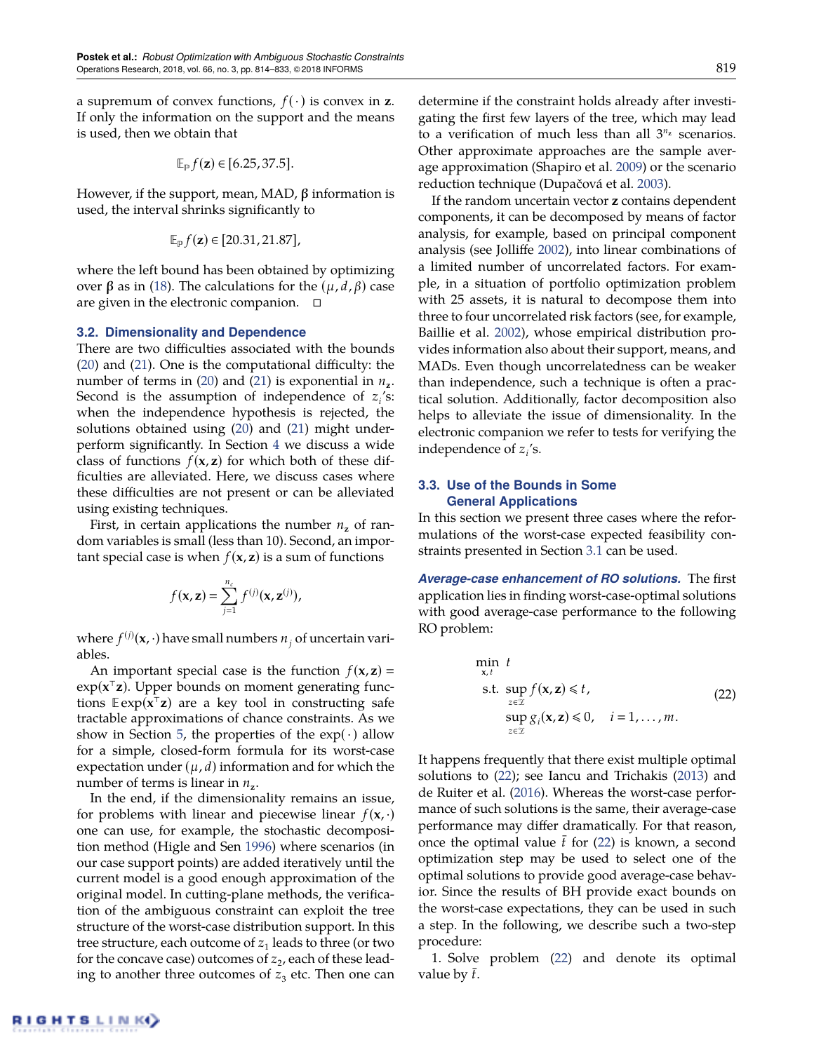a supremum of convex functions, $f(\cdot)$ is convex in $\mathbf{z}$. If only the information on the support and the means is used, then we obtain that

$$\mathbb{E}_{\mathbb{P}} f(\mathbf{z}) \in [6.25, 37.5].$$

However, if the support, mean, MAD, $\boldsymbol{\beta}$ information is used, the interval shrinks significantly to

$$\mathbb{E}_{\mathbb{P}} f(\mathbf{z}) \in [20.31, 21.87],$$

where the left bound has been obtained by optimizing over $\boldsymbol{\beta}$ as in (18). The calculations for the $(\mu, d, \beta)$ case are given in the electronic companion. □

### 3.2. Dimensionality and Dependence

There are two difficulties associated with the bounds (20) and (21). One is the computational difficulty: the number of terms in (20) and (21) is exponential in $n_{\mathbf{z}}$. Second is the assumption of independence of $z_i$'s: when the independence hypothesis is rejected, the solutions obtained using (20) and (21) might underperform significantly. In Section 4 we discuss a wide class of functions $f(\mathbf{x}, \mathbf{z})$ for which both of these difficulties are alleviated. Here, we discuss cases where these difficulties are not present or can be alleviated using existing techniques.

First, in certain applications the number $n_{\mathbf{z}}$ of random variables is small (less than 10). Second, an important special case is when $f(\mathbf{x}, \mathbf{z})$ is a sum of functions

$$f(\mathbf{x}, \mathbf{z}) = \sum_{j=1}^{n_c} f^{(j)}(\mathbf{x}, \mathbf{z}^{(j)}),$$

where $f^{(j)}(\mathbf{x}, \cdot)$ have small numbers $n_j$ of uncertain variables.

An important special case is the function $f(\mathbf{x}, \mathbf{z}) = \exp(\mathbf{x}^\top \mathbf{z})$. Upper bounds on moment generating functions $\mathbb{E}\exp(\mathbf{x}^\top \mathbf{z})$ are a key tool in constructing safe tractable approximations of chance constraints. As we show in Section 5, the properties of the $\exp(\cdot)$ allow for a simple, closed-form formula for its worst-case expectation under $(\mu, d)$ information and for which the number of terms is linear in $n_{\mathbf{z}}$.

In the end, if the dimensionality remains an issue, for problems with linear and piecewise linear $f(\mathbf{x}, \cdot)$ one can use, for example, the stochastic decomposition method (Higle and Sen 1996) where scenarios (in our case support points) are added iteratively until the current model is a good enough approximation of the original model. In cutting-plane methods, the verification of the ambiguous constraint can exploit the tree structure of the worst-case distribution support. In this tree structure, each outcome of $z_1$ leads to three (or two for the concave case) outcomes of $z_2$, each of these leading to another three outcomes of $z_3$ etc. Then one can determine if the constraint holds already after investigating the first few layers of the tree, which may lead to a verification of much less than all $3^{n_{\mathbf{z}}}$ scenarios. Other approximate approaches are the sample average approximation (Shapiro et al. 2009) or the scenario reduction technique (Dupačová et al. 2003).

If the random uncertain vector $\mathbf{z}$ contains dependent components, it can be decomposed by means of factor analysis, for example, based on principal component analysis (see Jolliffe 2002), into linear combinations of a limited number of uncorrelated factors. For example, in a situation of portfolio optimization problem with 25 assets, it is natural to decompose them into three to four uncorrelated risk factors (see, for example, Baillie et al. 2002), whose empirical distribution provides information also about their support, means, and MADs. Even though uncorrelatedness can be weaker than independence, such a technique is often a practical solution. Additionally, factor decomposition also helps to alleviate the issue of dimensionality. In the electronic companion we refer to tests for verifying the independence of $z_i$'s.

### 3.3. Use of the Bounds in Some General Applications

In this section we present three cases where the reformulations of the worst-case expected feasibility constraints presented in Section 3.1 can be used.

***Average-case enhancement of RO solutions.*** The first application lies in finding worst-case-optimal solutions with good average-case performance to the following RO problem:

$$\begin{aligned}
\min_{\mathbf{x}, t} \;\; & t \\
\text{s.t.} \;\; & \sup_{\mathbf{z} \in \mathcal{Z}} f(\mathbf{x}, \mathbf{z}) \leqslant t, \\
& \sup_{\mathbf{z} \in \mathcal{Z}} g_i(\mathbf{x}, \mathbf{z}) \leqslant 0, \quad i = 1, \ldots, m.
\end{aligned} \tag{22}$$

It happens frequently that there exist multiple optimal solutions to (22); see Iancu and Trichakis (2013) and de Ruiter et al. (2016). Whereas the worst-case performance of such solutions is the same, their average-case performance may differ dramatically. For that reason, once the optimal value $\bar{t}$ for (22) is known, a second optimization step may be used to select one of the optimal solutions to provide good average-case behavior. Since the results of BH provide exact bounds on the worst-case expectations, they can be used in such a step. In the following, we describe such a two-step procedure:

1. Solve problem (22) and denote its optimal value by $\bar{t}$.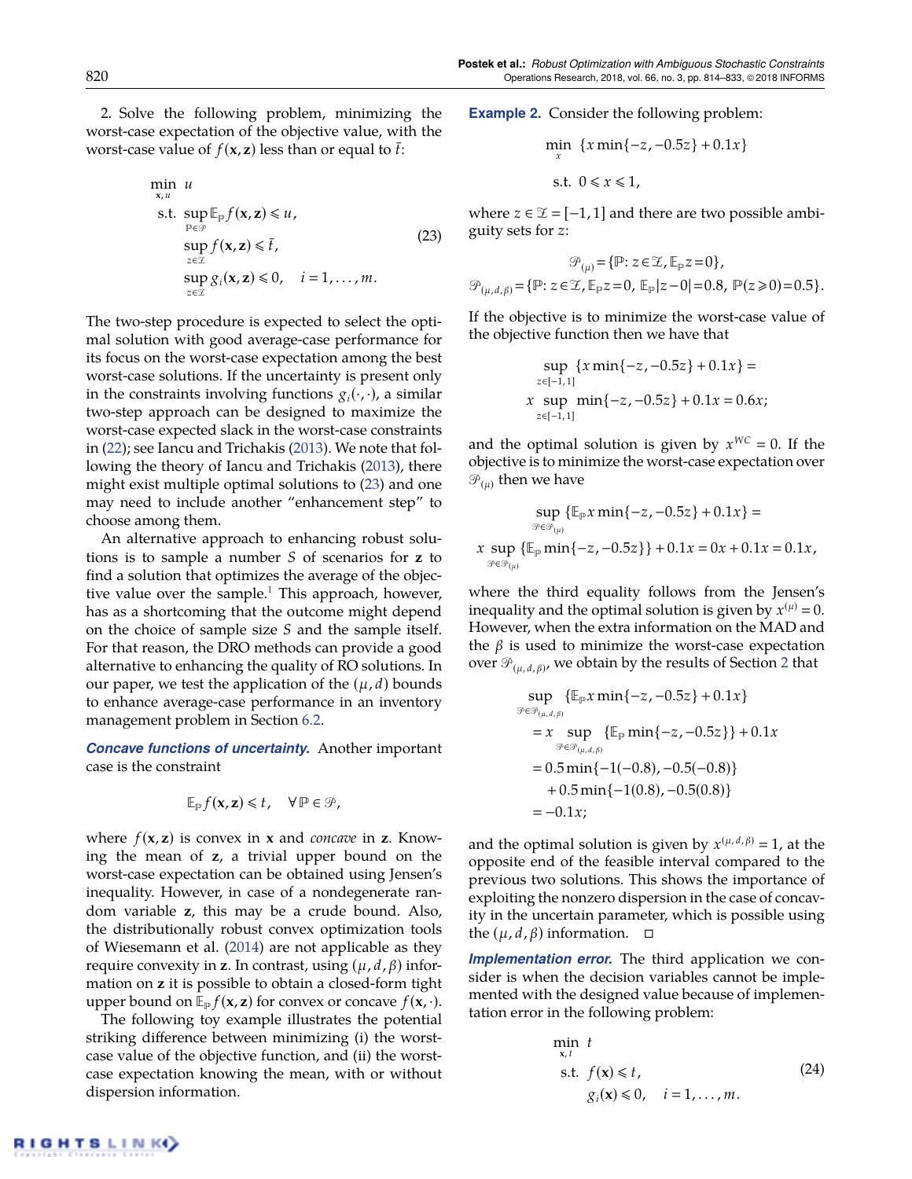2. Solve the following problem, minimizing the worst-case expectation of the objective value, with the worst-case value of $f(\mathbf{x}, \mathbf{z})$ less than or equal to $\bar{t}$:

$$
\begin{aligned}
\min_{\mathbf{x}, u} \quad & u \\
\text{s.t.} \quad & \sup_{\mathbb{P} \in \mathcal{P}} \mathbb{E}_{\mathbb{P}} f(\mathbf{x}, \mathbf{z}) \leqslant u, \\
& \sup_{z \in \mathcal{Z}} f(\mathbf{x}, \mathbf{z}) \leqslant \bar{t}, \\
& \sup_{z \in \mathcal{Z}} g_i(\mathbf{x}, \mathbf{z}) \leqslant 0, \quad i = 1, \ldots, m.
\end{aligned} \tag{23}
$$

The two-step procedure is expected to select the optimal solution with good average-case performance for its focus on the worst-case expectation among the best worst-case solutions. If the uncertainty is present only in the constraints involving functions $g_i(\cdot, \cdot)$, a similar two-step approach can be designed to maximize the worst-case expected slack in the worst-case constraints in (22); see Iancu and Trichakis (2013). We note that following the theory of Iancu and Trichakis (2013), there might exist multiple optimal solutions to (23) and one may need to include another "enhancement step" to choose among them.

An alternative approach to enhancing robust solutions is to sample a number $S$ of scenarios for $\mathbf{z}$ to find a solution that optimizes the average of the objective value over the sample.[1] This approach, however, has as a shortcoming that the outcome might depend on the choice of sample size $S$ and the sample itself. For that reason, the DRO methods can provide a good alternative to enhancing the quality of RO solutions. In our paper, we test the application of the $(\mu, d)$ bounds to enhance average-case performance in an inventory management problem in Section 6.2.

***Concave functions of uncertainty.*** Another important case is the constraint

$$
\mathbb{E}_{\mathbb{P}} f(\mathbf{x}, \mathbf{z}) \leqslant t, \quad \forall \mathbb{P} \in \mathcal{P},
$$

where $f(\mathbf{x}, \mathbf{z})$ is convex in $\mathbf{x}$ and *concave* in $\mathbf{z}$. Knowing the mean of $\mathbf{z}$, a trivial upper bound on the worst-case expectation can be obtained using Jensen's inequality. However, in case of a nondegenerate random variable $\mathbf{z}$, this may be a crude bound. Also, the distributionally robust convex optimization tools of Wiesemann et al. (2014) are not applicable as they require convexity in $\mathbf{z}$. In contrast, using $(\mu, d, \beta)$ information on $\mathbf{z}$ it is possible to obtain a closed-form tight upper bound on $\mathbb{E}_{\mathbb{P}} f(\mathbf{x}, \mathbf{z})$ for convex or concave $f(\mathbf{x}, \cdot)$.

The following toy example illustrates the potential striking difference between minimizing (i) the worst-case value of the objective function, and (ii) the worst-case expectation knowing the mean, with or without dispersion information.

**Example 2.** Consider the following problem:

$$
\begin{aligned}
\min_{x} \quad & \{x \min\{-z, -0.5z\} + 0.1x\} \\
\text{s.t.} \quad & 0 \leqslant x \leqslant 1,
\end{aligned}
$$

where $z \in \mathcal{Z} = [-1, 1]$ and there are two possible ambiguity sets for $z$:

$$
\begin{aligned}
\mathcal{P}_{(\mu)} &= \{\mathbb{P}\colon z \in \mathcal{Z}, \mathbb{E}_{\mathbb{P}} z = 0\}, \\
\mathcal{P}_{(\mu,d,\beta)} &= \{\mathbb{P}\colon z \in \mathcal{Z}, \mathbb{E}_{\mathbb{P}} z = 0,\ \mathbb{E}_{\mathbb{P}} |z - 0| = 0.8,\ \mathbb{P}(z \geqslant 0) = 0.5\}.
\end{aligned}
$$

If the objective is to minimize the worst-case value of the objective function then we have that

$$
\begin{aligned}
&\sup_{z \in [-1,1]} \{x \min\{-z, -0.5z\} + 0.1x\} = \\
&\quad x \sup_{z \in [-1,1]} \min\{-z, -0.5z\} + 0.1x = 0.6x;
\end{aligned}
$$

and the optimal solution is given by $x^{WC} = 0$. If the objective is to minimize the worst-case expectation over $\mathcal{P}_{(\mu)}$ then we have

$$
\begin{aligned}
&\sup_{\mathcal{P} \in \mathcal{P}_{(\mu)}} \{\mathbb{E}_{\mathbb{P}} x \min\{-z, -0.5z\} + 0.1x\} = \\
&x \sup_{\mathcal{P} \in \mathcal{P}_{(\mu)}} \{\mathbb{E}_{\mathbb{P}} \min\{-z, -0.5z\}\} + 0.1x = 0x + 0.1x = 0.1x,
\end{aligned}
$$

where the third equality follows from the Jensen's inequality and the optimal solution is given by $x^{(\mu)} = 0$. However, when the extra information on the MAD and the $\beta$ is used to minimize the worst-case expectation over $\mathcal{P}_{(\mu,d,\beta)}$, we obtain by the results of Section 2 that

$$
\begin{aligned}
&\sup_{\mathcal{P} \in \mathcal{P}_{(\mu,d,\beta)}} \{\mathbb{E}_{\mathbb{P}} x \min\{-z, -0.5z\} + 0.1x\} \\
&\quad = x \sup_{\mathcal{P} \in \mathcal{P}_{(\mu,d,\beta)}} \{\mathbb{E}_{\mathbb{P}} \min\{-z, -0.5z\}\} + 0.1x \\
&\quad = 0.5 \min\{-1(-0.8), -0.5(-0.8)\} \\
&\qquad + 0.5 \min\{-1(0.8), -0.5(0.8)\} \\
&\quad = -0.1x;
\end{aligned}
$$

and the optimal solution is given by $x^{(\mu,d,\beta)} = 1$, at the opposite end of the feasible interval compared to the previous two solutions. This shows the importance of exploiting the nonzero dispersion in the case of concavity in the uncertain parameter, which is possible using the $(\mu, d, \beta)$ information. □

***Implementation error.*** The third application we consider is when the decision variables cannot be implemented with the designed value because of implementation error in the following problem:

$$
\begin{aligned}
\min_{\mathbf{x}, t} \quad & t \\
\text{s.t.} \quad & f(\mathbf{x}) \leqslant t, \\
& g_i(\mathbf{x}) \leqslant 0, \quad i = 1, \ldots, m.
\end{aligned} \tag{24}
$$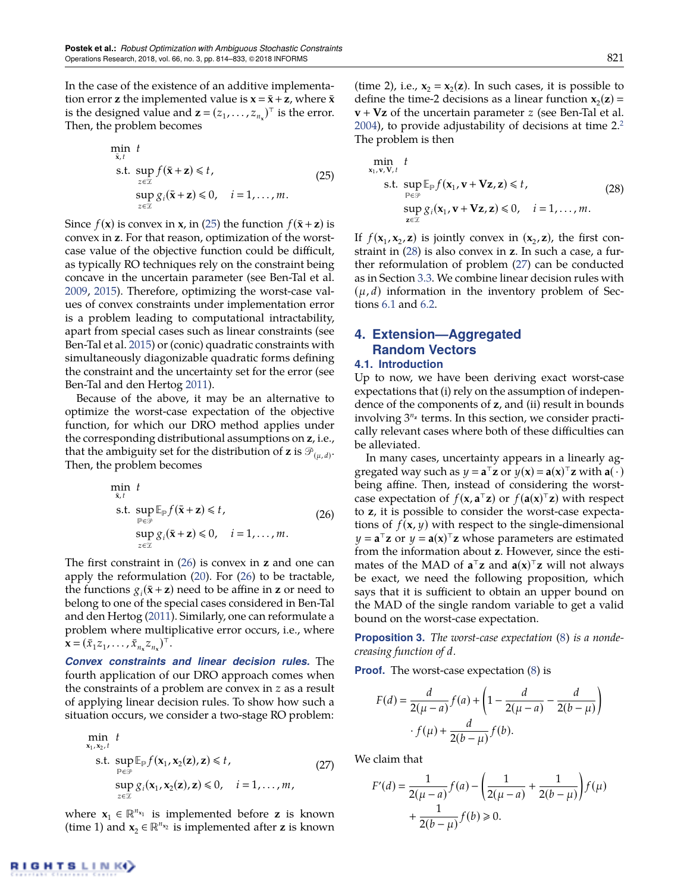In the case of the existence of an additive implementation error $\mathbf{z}$ the implemented value is $\mathbf{x} = \bar{\mathbf{x}} + \mathbf{z}$, where $\bar{\mathbf{x}}$ is the designed value and $\mathbf{z} = (z_1, \ldots, z_{n_x})^\top$ is the error. Then, the problem becomes

$$
\begin{aligned}
\min_{\bar{\mathbf{x}}, t} \quad & t \\
\text{s.t.} \quad & \sup_{\mathbf{z} \in \mathcal{Z}} f(\bar{\mathbf{x}} + \mathbf{z}) \leqslant t, \\
& \sup_{\mathbf{z} \in \mathcal{Z}} g_i(\bar{\mathbf{x}} + \mathbf{z}) \leqslant 0, \quad i = 1, \ldots, m.
\end{aligned}
\tag{25}
$$

Since $f(\mathbf{x})$ is convex in $\mathbf{x}$, in (25) the function $f(\bar{\mathbf{x}} + \mathbf{z})$ is convex in $\mathbf{z}$. For that reason, optimization of the worst-case value of the objective function could be difficult, as typically RO techniques rely on the constraint being concave in the uncertain parameter (see Ben-Tal et al. 2009, 2015). Therefore, optimizing the worst-case values of convex constraints under implementation error is a problem leading to computational intractability, apart from special cases such as linear constraints (see Ben-Tal et al. 2015) or (conic) quadratic constraints with simultaneously diagonizable quadratic forms defining the constraint and the uncertainty set for the error (see Ben-Tal and den Hertog 2011).

Because of the above, it may be an alternative to optimize the worst-case expectation of the objective function, for which our DRO method applies under the corresponding distributional assumptions on $\mathbf{z}$, i.e., that the ambiguity set for the distribution of $\mathbf{z}$ is $\mathcal{P}_{(\mu, d)}$. Then, the problem becomes

$$
\begin{aligned}
\min_{\bar{\mathbf{x}}, t} \quad & t \\
\text{s.t.} \quad & \sup_{\mathbb{P} \in \mathcal{P}} \mathbb{E}_{\mathbb{P}} f(\bar{\mathbf{x}} + \mathbf{z}) \leqslant t, \\
& \sup_{\mathbf{z} \in \mathcal{Z}} g_i(\bar{\mathbf{x}} + \mathbf{z}) \leqslant 0, \quad i = 1, \ldots, m.
\end{aligned}
\tag{26}
$$

The first constraint in (26) is convex in $\mathbf{z}$ and one can apply the reformulation (20). For (26) to be tractable, the functions $g_i(\bar{\mathbf{x}} + \mathbf{z})$ need to be affine in $\mathbf{z}$ or need to belong to one of the special cases considered in Ben-Tal and den Hertog (2011). Similarly, one can reformulate a problem where multiplicative error occurs, i.e., where $\mathbf{x} = (\bar{x}_1 z_1, \ldots, \bar{x}_{n_x} z_{n_x})^\top$.

***Convex constraints and linear decision rules.*** The fourth application of our DRO approach comes when the constraints of a problem are convex in $z$ as a result of applying linear decision rules. To show how such a situation occurs, we consider a two-stage RO problem:

$$
\begin{aligned}
\min_{\mathbf{x}_1, \mathbf{x}_2, t} \quad & t \\
\text{s.t.} \quad & \sup_{\mathbb{P} \in \mathcal{P}} \mathbb{E}_{\mathbb{P}} f(\mathbf{x}_1, \mathbf{x}_2(\mathbf{z}), \mathbf{z}) \leqslant t, \\
& \sup_{z \in \mathcal{Z}} g_i(\mathbf{x}_1, \mathbf{x}_2(\mathbf{z}), \mathbf{z}) \leqslant 0, \quad i = 1, \ldots, m,
\end{aligned}
\tag{27}
$$

where $\mathbf{x}_1 \in \mathbb{R}^{n_{x_1}}$ is implemented before $\mathbf{z}$ is known (time 1) and $\mathbf{x}_2 \in \mathbb{R}^{n_{x_2}}$ is implemented after $\mathbf{z}$ is known (time 2), i.e., $\mathbf{x}_2 = \mathbf{x}_2(\mathbf{z})$. In such cases, it is possible to define the time-2 decisions as a linear function $\mathbf{x}_2(\mathbf{z}) = \mathbf{v} + \mathbf{V}\mathbf{z}$ of the uncertain parameter $z$ (see Ben-Tal et al. 2004), to provide adjustability of decisions at time 2.[2] The problem is then

$$
\begin{aligned}
\min_{\mathbf{x}_1, \mathbf{v}, \mathbf{V}, t} \quad & t \\
\text{s.t.} \quad & \sup_{\mathbb{P} \in \mathcal{P}} \mathbb{E}_{\mathbb{P}} f(\mathbf{x}_1, \mathbf{v} + \mathbf{V}\mathbf{z}, \mathbf{z}) \leqslant t, \\
& \sup_{\mathbf{z} \in \mathcal{Z}} g_i(\mathbf{x}_1, \mathbf{v} + \mathbf{V}\mathbf{z}, \mathbf{z}) \leqslant 0, \quad i = 1, \ldots, m.
\end{aligned}
\tag{28}
$$

If $f(\mathbf{x}_1, \mathbf{x}_2, \mathbf{z})$ is jointly convex in $(\mathbf{x}_2, \mathbf{z})$, the first constraint in (28) is also convex in $\mathbf{z}$. In such a case, a further reformulation of problem (27) can be conducted as in Section 3.3. We combine linear decision rules with $(\mu, d)$ information in the inventory problem of Sections 6.1 and 6.2.

## 4. Extension—Aggregated Random Vectors

### 4.1. Introduction

Up to now, we have been deriving exact worst-case expectations that (i) rely on the assumption of independence of the components of $\mathbf{z}$, and (ii) result in bounds involving $3^{n_z}$ terms. In this section, we consider practically relevant cases where both of these difficulties can be alleviated.

In many cases, uncertainty appears in a linearly aggregated way such as $y = \mathbf{a}^\top \mathbf{z}$ or $y(\mathbf{x}) = \mathbf{a}(\mathbf{x})^\top \mathbf{z}$ with $\mathbf{a}(\cdot)$ being affine. Then, instead of considering the worst-case expectation of $f(\mathbf{x}, \mathbf{a}^\top \mathbf{z})$ or $f(\mathbf{a}(\mathbf{x})^\top \mathbf{z})$ with respect to $\mathbf{z}$, it is possible to consider the worst-case expectations of $f(\mathbf{x}, y)$ with respect to the single-dimensional $y = \mathbf{a}^\top \mathbf{z}$ or $y = \mathbf{a}(\mathbf{x})^\top \mathbf{z}$ whose parameters are estimated from the information about $\mathbf{z}$. However, since the estimates of the MAD of $\mathbf{a}^\top \mathbf{z}$ and $\mathbf{a}(\mathbf{x})^\top \mathbf{z}$ will not always be exact, we need the following proposition, which says that it is sufficient to obtain an upper bound on the MAD of the single random variable to get a valid bound on the worst-case expectation.

**Proposition 3.** *The worst-case expectation (8) is a nondecreasing function of $d$.*

**Proof.** The worst-case expectation (8) is

$$
F(d) = \frac{d}{2(\mu - a)} f(a) + \left(1 - \frac{d}{2(\mu - a)} - \frac{d}{2(b - \mu)}\right) \cdot f(\mu) + \frac{d}{2(b - \mu)} f(b).
$$

We claim that

$$
F'(d) = \frac{1}{2(\mu - a)} f(a) - \left(\frac{1}{2(\mu - a)} + \frac{1}{2(b - \mu)}\right) f(\mu) + \frac{1}{2(b - \mu)} f(b) \geqslant 0.
$$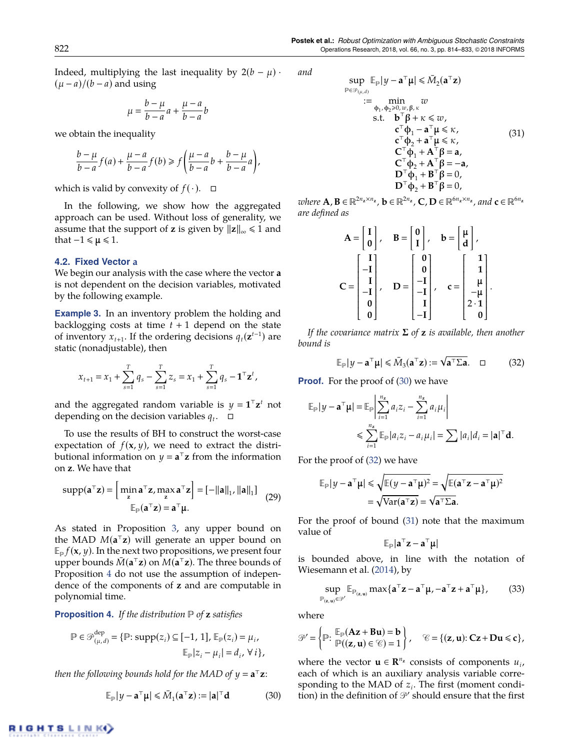Indeed, multiplying the last inequality by $2(b-\mu)\cdot(\mu-a)/(b-a)$ and using

$$\mu = \frac{b-\mu}{b-a}a + \frac{\mu-a}{b-a}b$$

we obtain the inequality

$$\frac{b-\mu}{b-a}f(a) + \frac{\mu-a}{b-a}f(b) \geqslant f\left(\frac{\mu-a}{b-a}b + \frac{b-\mu}{b-a}a\right),$$

which is valid by convexity of $f(\cdot)$. $\square$

In the following, we show how the aggregated approach can be used. Without loss of generality, we assume that the support of $\mathbf{z}$ is given by $\|\mathbf{z}\|_\infty \leqslant 1$ and that $-1 \leqslant \boldsymbol{\mu} \leqslant 1$.

### 4.2. Fixed Vector a

We begin our analysis with the case where the vector $\mathbf{a}$ is not dependent on the decision variables, motivated by the following example.

**Example 3.** In an inventory problem the holding and backlogging costs at time $t+1$ depend on the state of inventory $x_{t+1}$. If the ordering decisions $q_t(\mathbf{z}^{t-1})$ are static (nonadjustable), then

$$x_{t+1} = x_1 + \sum_{s=1}^{T} q_s - \sum_{s=1}^{T} z_s = x_1 + \sum_{s=1}^{T} q_s - \mathbf{1}^\top \mathbf{z}^t,$$

and the aggregated random variable is $y = \mathbf{1}^\top \mathbf{z}^t$ not depending on the decision variables $q_t$. $\square$

To use the results of BH to construct the worst-case expectation of $f(\mathbf{x}, y)$, we need to extract the distributional information on $y = \mathbf{a}^\top \mathbf{z}$ from the information on $\mathbf{z}$. We have that

$$\begin{aligned} \operatorname{supp}(\mathbf{a}^\top \mathbf{z}) &= \left[\min_{\mathbf{z}} \mathbf{a}^\top \mathbf{z}, \max_{\mathbf{z}} \mathbf{a}^\top \mathbf{z}\right] = [-\|\mathbf{a}\|_1, \|\mathbf{a}\|_1] \\ \mathbb{E}_{\mathbb{P}}(\mathbf{a}^\top \mathbf{z}) &= \mathbf{a}^\top \boldsymbol{\mu}. \end{aligned} \tag{29}$$

As stated in Proposition 3, any upper bound on the MAD $M(\mathbf{a}^\top \mathbf{z})$ will generate an upper bound on $\mathbb{E}_{\mathbb{P}} f(\mathbf{x}, y)$. In the next two propositions, we present four upper bounds $\bar{M}(\mathbf{a}^\top \mathbf{z})$ on $M(\mathbf{a}^\top \mathbf{z})$. The three bounds of Proposition 4 do not use the assumption of independence of the components of $\mathbf{z}$ and are computable in polynomial time.

**Proposition 4.** *If the distribution $\mathbb{P}$ of $\mathbf{z}$ satisfies*

$$\mathbb{P} \in \mathcal{P}_{(\mu,d)}^{\text{dep}} = \{\mathbb{P}: \operatorname{supp}(z_i) \subseteq [-1,1], \mathbb{E}_{\mathbb{P}}(z_i) = \mu_i, \mathbb{E}_{\mathbb{P}}|z_i - \mu_i| = d_i, \forall i\},$$

*then the following bounds hold for the MAD of $y = \mathbf{a}^\top \mathbf{z}$:*

$$\mathbb{E}_{\mathbb{P}}|y - \mathbf{a}^\top \boldsymbol{\mu}| \leqslant \bar{M}_1(\mathbf{a}^\top \mathbf{z}) := |\mathbf{a}|^\top \mathbf{d} \tag{30}$$

*and*

$$\begin{aligned} \sup_{\mathbb{P} \in \mathcal{P}_{(\mu,d)}} \mathbb{E}_{\mathbb{P}}|y - \mathbf{a}^\top \boldsymbol{\mu}| \leqslant \bar{M}_2(\mathbf{a}^\top \mathbf{z}) \\ := \min_{\boldsymbol{\phi}_1, \boldsymbol{\phi}_2 \geqslant 0, w, \boldsymbol{\beta}, \kappa} \quad & w \\ \text{s.t.} \quad & \mathbf{b}^\top \boldsymbol{\beta} + \kappa \leqslant w, \\ & \mathbf{c}^\top \boldsymbol{\phi}_1 - \mathbf{a}^\top \boldsymbol{\mu} \leqslant \kappa, \\ & \mathbf{c}^\top \boldsymbol{\phi}_2 + \mathbf{a}^\top \boldsymbol{\mu} \leqslant \kappa, \\ & \mathbf{C}^\top \boldsymbol{\phi}_1 + \mathbf{A}^\top \boldsymbol{\beta} = \mathbf{a}, \\ & \mathbf{C}^\top \boldsymbol{\phi}_2 + \mathbf{A}^\top \boldsymbol{\beta} = -\mathbf{a}, \\ & \mathbf{D}^\top \boldsymbol{\phi}_1 + \mathbf{B}^\top \boldsymbol{\beta} = 0, \\ & \mathbf{D}^\top \boldsymbol{\phi}_2 + \mathbf{B}^\top \boldsymbol{\beta} = 0, \end{aligned} \tag{31}$$

*where $\mathbf{A}, \mathbf{B} \in \mathbb{R}^{2n_\mathbf{z} \times n_\mathbf{z}}$, $\mathbf{b} \in \mathbb{R}^{2n_\mathbf{z}}$, $\mathbf{C}, \mathbf{D} \in \mathbb{R}^{6n_\mathbf{z} \times n_\mathbf{z}}$, and $\mathbf{c} \in \mathbb{R}^{6n_\mathbf{z}}$ are defined as*

$$\mathbf{A} = \begin{bmatrix} \mathbf{I} \\ \mathbf{0} \end{bmatrix}, \quad \mathbf{B} = \begin{bmatrix} \mathbf{0} \\ \mathbf{I} \end{bmatrix}, \quad \mathbf{b} = \begin{bmatrix} \boldsymbol{\mu} \\ \mathbf{d} \end{bmatrix},$$

$$\mathbf{C} = \begin{bmatrix} \mathbf{I} \\ -\mathbf{I} \\ \mathbf{I} \\ -\mathbf{I} \\ \mathbf{0} \\ \mathbf{0} \end{bmatrix}, \quad \mathbf{D} = \begin{bmatrix} \mathbf{0} \\ \mathbf{0} \\ -\mathbf{I} \\ -\mathbf{I} \\ \mathbf{I} \\ -\mathbf{I} \end{bmatrix}, \quad \mathbf{c} = \begin{bmatrix} \mathbf{1} \\ \mathbf{1} \\ \boldsymbol{\mu} \\ -\boldsymbol{\mu} \\ 2\cdot\mathbf{1} \\ \mathbf{0} \end{bmatrix}.$$

*If the covariance matrix $\boldsymbol{\Sigma}$ of $\mathbf{z}$ is available, then another bound is*

$$\mathbb{E}_{\mathbb{P}}|y - \mathbf{a}^\top \boldsymbol{\mu}| \leqslant \bar{M}_3(\mathbf{a}^\top \mathbf{z}) := \sqrt{\mathbf{a}^\top \boldsymbol{\Sigma} \mathbf{a}}. \quad \square \tag{32}$$

**Proof.** For the proof of (30) we have

$$\begin{aligned} \mathbb{E}_{\mathbb{P}}|y - \mathbf{a}^\top \boldsymbol{\mu}| &= \mathbb{E}_{\mathbb{P}}\left|\sum_{i=1}^{n_\mathbf{z}} a_i z_i - \sum_{i=1}^{n_\mathbf{z}} a_i \mu_i\right| \\ &\leqslant \sum_{i=1}^{n_\mathbf{z}} \mathbb{E}_{\mathbb{P}}|a_i z_i - a_i \mu_i| = \sum |a_i| d_i = |\mathbf{a}|^\top \mathbf{d}. \end{aligned}$$

For the proof of (32) we have

$$\begin{aligned} \mathbb{E}_{\mathbb{P}}|y - \mathbf{a}^\top \boldsymbol{\mu}| &\leqslant \sqrt{\mathbb{E}(y - \mathbf{a}^\top \boldsymbol{\mu})^2} = \sqrt{\mathbb{E}(\mathbf{a}^\top \mathbf{z} - \mathbf{a}^\top \boldsymbol{\mu})^2} \\ &= \sqrt{\operatorname{Var}(\mathbf{a}^\top \mathbf{z})} = \sqrt{\mathbf{a}^\top \boldsymbol{\Sigma} \mathbf{a}}. \end{aligned}$$

For the proof of bound (31) note that the maximum value of

$$\mathbb{E}_{\mathbb{P}}|\mathbf{a}^\top \mathbf{z} - \mathbf{a}^\top \boldsymbol{\mu}|$$

is bounded above, in line with the notation of Wiesemann et al. (2014), by

$$\sup_{\mathbb{P}_{(\mathbf{z},\mathbf{u})} \in \mathcal{P}'} \mathbb{E}_{\mathbb{P}_{(\mathbf{z},\mathbf{u})}} \max\{\mathbf{a}^\top \mathbf{z} - \mathbf{a}^\top \boldsymbol{\mu}, -\mathbf{a}^\top \mathbf{z} + \mathbf{a}^\top \boldsymbol{\mu}\}, \tag{33}$$

where

$$\mathcal{P}' = \left\{\mathbb{P}: \begin{array}{l} \mathbb{E}_{\mathbb{P}}(\mathbf{A}\mathbf{z} + \mathbf{B}\mathbf{u}) = \mathbf{b} \\ \mathbb{P}((\mathbf{z},\mathbf{u}) \in \mathcal{C}) = 1 \end{array}\right\}, \quad \mathcal{C} = \{(\mathbf{z},\mathbf{u}): \mathbf{C}\mathbf{z} + \mathbf{D}\mathbf{u} \leqslant \mathbf{c}\},$$

where the vector $\mathbf{u} \in \mathbf{R}^{n_\mathbf{z}}$ consists of components $u_i$, each of which is an auxiliary analysis variable corresponding to the MAD of $z_i$. The first (moment condition) in the definition of $\mathcal{P}'$ should ensure that the first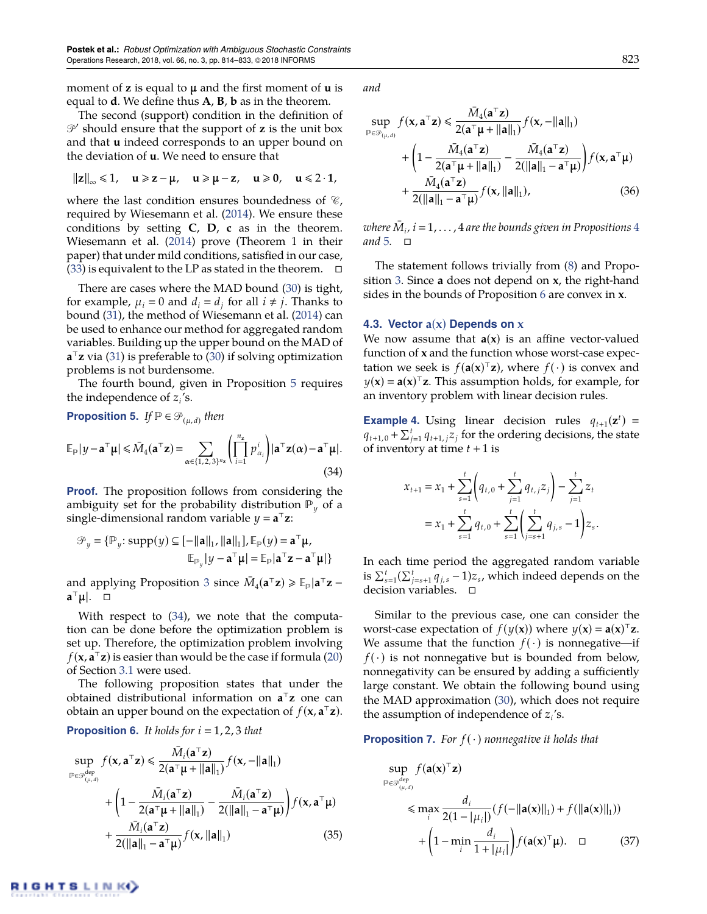moment of $\mathbf{z}$ is equal to $\boldsymbol{\mu}$ and the first moment of $\mathbf{u}$ is equal to $\mathbf{d}$. We define thus $\mathbf{A}$, $\mathbf{B}$, $\mathbf{b}$ as in the theorem.

The second (support) condition in the definition of $\mathscr{P}'$ should ensure that the support of $\mathbf{z}$ is the unit box and that $\mathbf{u}$ indeed corresponds to an upper bound on the deviation of $\mathbf{u}$. We need to ensure that

$$\|\mathbf{z}\|_\infty \leqslant 1, \quad \mathbf{u} \geqslant \mathbf{z} - \boldsymbol{\mu}, \quad \mathbf{u} \geqslant \boldsymbol{\mu} - \mathbf{z}, \quad \mathbf{u} \geqslant \mathbf{0}, \quad \mathbf{u} \leqslant 2 \cdot \mathbf{1},$$

where the last condition ensures boundedness of $\mathscr{C}$, required by Wiesemann et al. (2014). We ensure these conditions by setting $\mathbf{C}$, $\mathbf{D}$, $\mathbf{c}$ as in the theorem. Wiesemann et al. (2014) prove (Theorem 1 in their paper) that under mild conditions, satisfied in our case, (33) is equivalent to the LP as stated in the theorem. $\square$

There are cases where the MAD bound (30) is tight, for example, $\mu_i = 0$ and $d_i = d_j$ for all $i \neq j$. Thanks to bound (31), the method of Wiesemann et al. (2014) can be used to enhance our method for aggregated random variables. Building up the upper bound on the MAD of $\mathbf{a}^\top\mathbf{z}$ via (31) is preferable to (30) if solving optimization problems is not burdensome.

The fourth bound, given in Proposition 5 requires the independence of $z_i$'s.

**Proposition 5.** *If* $\mathbb{P} \in \mathscr{P}_{(\mu,d)}$ *then*

$$\mathbb{E}_\mathbb{P}|y - \mathbf{a}^\top\boldsymbol{\mu}| \leqslant \bar{M}_4(\mathbf{a}^\top\mathbf{z}) = \sum_{\alpha \in \{1,2,3\}^{n_z}} \left(\prod_{i=1}^{n_z} p^i_{\alpha_i}\right) |\mathbf{a}^\top\mathbf{z}(\alpha) - \mathbf{a}^\top\boldsymbol{\mu}|. \tag{34}$$

**Proof.** The proposition follows from considering the ambiguity set for the probability distribution $\mathbb{P}_y$ of a single-dimensional random variable $y = \mathbf{a}^\top\mathbf{z}$:

$$\mathscr{P}_y = \{\mathbb{P}_y\colon \operatorname{supp}(y) \subseteq [-\|\mathbf{a}\|_1, \|\mathbf{a}\|_1], \mathbb{E}_\mathbb{P}(y) = \mathbf{a}^\top\boldsymbol{\mu}, \\ \mathbb{E}_{\mathbb{P}_y}|y - \mathbf{a}^\top\boldsymbol{\mu}| = \mathbb{E}_\mathbb{P}|\mathbf{a}^\top\mathbf{z} - \mathbf{a}^\top\boldsymbol{\mu}|\}$$

and applying Proposition 3 since $\bar{M}_4(\mathbf{a}^\top\mathbf{z}) \geqslant \mathbb{E}_\mathbb{P}|\mathbf{a}^\top\mathbf{z} - \mathbf{a}^\top\boldsymbol{\mu}|$. $\square$

With respect to (34), we note that the computation can be done before the optimization problem is set up. Therefore, the optimization problem involving $f(\mathbf{x}, \mathbf{a}^\top\mathbf{z})$ is easier than would be the case if formula (20) of Section 3.1 were used.

The following proposition states that under the obtained distributional information on $\mathbf{a}^\top\mathbf{z}$ one can obtain an upper bound on the expectation of $f(\mathbf{x}, \mathbf{a}^\top\mathbf{z})$.

**Proposition 6.** *It holds for* $i = 1, 2, 3$ *that*

$$\begin{aligned}\sup_{\mathbb{P} \in \mathscr{P}^{\text{dep}}_{(\mu,d)}} f(\mathbf{x}, \mathbf{a}^\top\mathbf{z}) &\leqslant \frac{\bar{M}_i(\mathbf{a}^\top\mathbf{z})}{2(\mathbf{a}^\top\boldsymbol{\mu} + \|\mathbf{a}\|_1)} f(\mathbf{x}, -\|\mathbf{a}\|_1) \\ &\quad + \left(1 - \frac{\bar{M}_i(\mathbf{a}^\top\mathbf{z})}{2(\mathbf{a}^\top\boldsymbol{\mu} + \|\mathbf{a}\|_1)} - \frac{\bar{M}_i(\mathbf{a}^\top\mathbf{z})}{2(\|\mathbf{a}\|_1 - \mathbf{a}^\top\boldsymbol{\mu})}\right) f(\mathbf{x}, \mathbf{a}^\top\boldsymbol{\mu}) \\ &\quad + \frac{\bar{M}_i(\mathbf{a}^\top\mathbf{z})}{2(\|\mathbf{a}\|_1 - \mathbf{a}^\top\boldsymbol{\mu})} f(\mathbf{x}, \|\mathbf{a}\|_1)\end{aligned} \tag{35}$$

and

$$\begin{aligned}\sup_{\mathbb{P} \in \mathscr{P}_{(\mu,d)}} f(\mathbf{x}, \mathbf{a}^\top\mathbf{z}) &\leqslant \frac{\bar{M}_4(\mathbf{a}^\top\mathbf{z})}{2(\mathbf{a}^\top\boldsymbol{\mu} + \|\mathbf{a}\|_1)} f(\mathbf{x}, -\|\mathbf{a}\|_1) \\ &\quad + \left(1 - \frac{\bar{M}_4(\mathbf{a}^\top\mathbf{z})}{2(\mathbf{a}^\top\boldsymbol{\mu} + \|\mathbf{a}\|_1)} - \frac{\bar{M}_4(\mathbf{a}^\top\mathbf{z})}{2(\|\mathbf{a}\|_1 - \mathbf{a}^\top\boldsymbol{\mu})}\right) f(\mathbf{x}, \mathbf{a}^\top\boldsymbol{\mu}) \\ &\quad + \frac{\bar{M}_4(\mathbf{a}^\top\mathbf{z})}{2(\|\mathbf{a}\|_1 - \mathbf{a}^\top\boldsymbol{\mu})} f(\mathbf{x}, \|\mathbf{a}\|_1),\end{aligned} \tag{36}$$

*where* $\bar{M}_i$, $i = 1, \ldots, 4$ *are the bounds given in Propositions 4 and 5.* $\square$

The statement follows trivially from (8) and Proposition 3. Since $\mathbf{a}$ does not depend on $\mathbf{x}$, the right-hand sides in the bounds of Proposition 6 are convex in $\mathbf{x}$.

### 4.3. Vector $\mathbf{a}(\mathbf{x})$ Depends on $\mathbf{x}$

We now assume that $\mathbf{a}(\mathbf{x})$ is an affine vector-valued function of $\mathbf{x}$ and the function whose worst-case expectation we seek is $f(\mathbf{a}(\mathbf{x})^\top\mathbf{z})$, where $f(\cdot)$ is convex and $y(\mathbf{x}) = \mathbf{a}(\mathbf{x})^\top\mathbf{z}$. This assumption holds, for example, for an inventory problem with linear decision rules.

**Example 4.** Using linear decision rules $q_{t+1}(\mathbf{z}^t) = q_{t+1,0} + \sum_{j=1}^{t} q_{t+1,j} z_j$ for the ordering decisions, the state of inventory at time $t+1$ is

$$\begin{aligned}x_{t+1} &= x_1 + \sum_{s=1}^{t}\left(q_{t,0} + \sum_{j=1}^{t} q_{t,j} z_j\right) - \sum_{j=1}^{t} z_t \\ &= x_1 + \sum_{s=1}^{t} q_{t,0} + \sum_{s=1}^{t}\left(\sum_{j=s+1}^{t} q_{j,s} - 1\right) z_s.\end{aligned}$$

In each time period the aggregated random variable is $\sum_{s=1}^{t}(\sum_{j=s+1}^{t} q_{j,s} - 1) z_s$, which indeed depends on the decision variables. $\square$

Similar to the previous case, one can consider the worst-case expectation of $f(y(\mathbf{x}))$ where $y(\mathbf{x}) = \mathbf{a}(\mathbf{x})^\top\mathbf{z}$. We assume that the function $f(\cdot)$ is nonnegative—if $f(\cdot)$ is not nonnegative but is bounded from below, nonnegativity can be ensured by adding a sufficiently large constant. We obtain the following bound using the MAD approximation (30), which does not require the assumption of independence of $z_i$'s.

**Proposition 7.** *For* $f(\cdot)$ *nonnegative it holds that*

$$\begin{aligned}\sup_{\mathbb{P} \in \mathscr{P}^{\text{dep}}_{(\mu,d)}} f(\mathbf{a}(\mathbf{x})^\top\mathbf{z}) &\leqslant \max_i \frac{d_i}{2(1 - |\mu_i|)} (f(-\|\mathbf{a}(\mathbf{x})\|_1) + f(\|\mathbf{a}(\mathbf{x})\|_1)) \\ &\quad + \left(1 - \min_i \frac{d_i}{1 + |\mu_i|}\right) f(\mathbf{a}(\mathbf{x})^\top\boldsymbol{\mu}). \quad \square\end{aligned} \tag{37}$$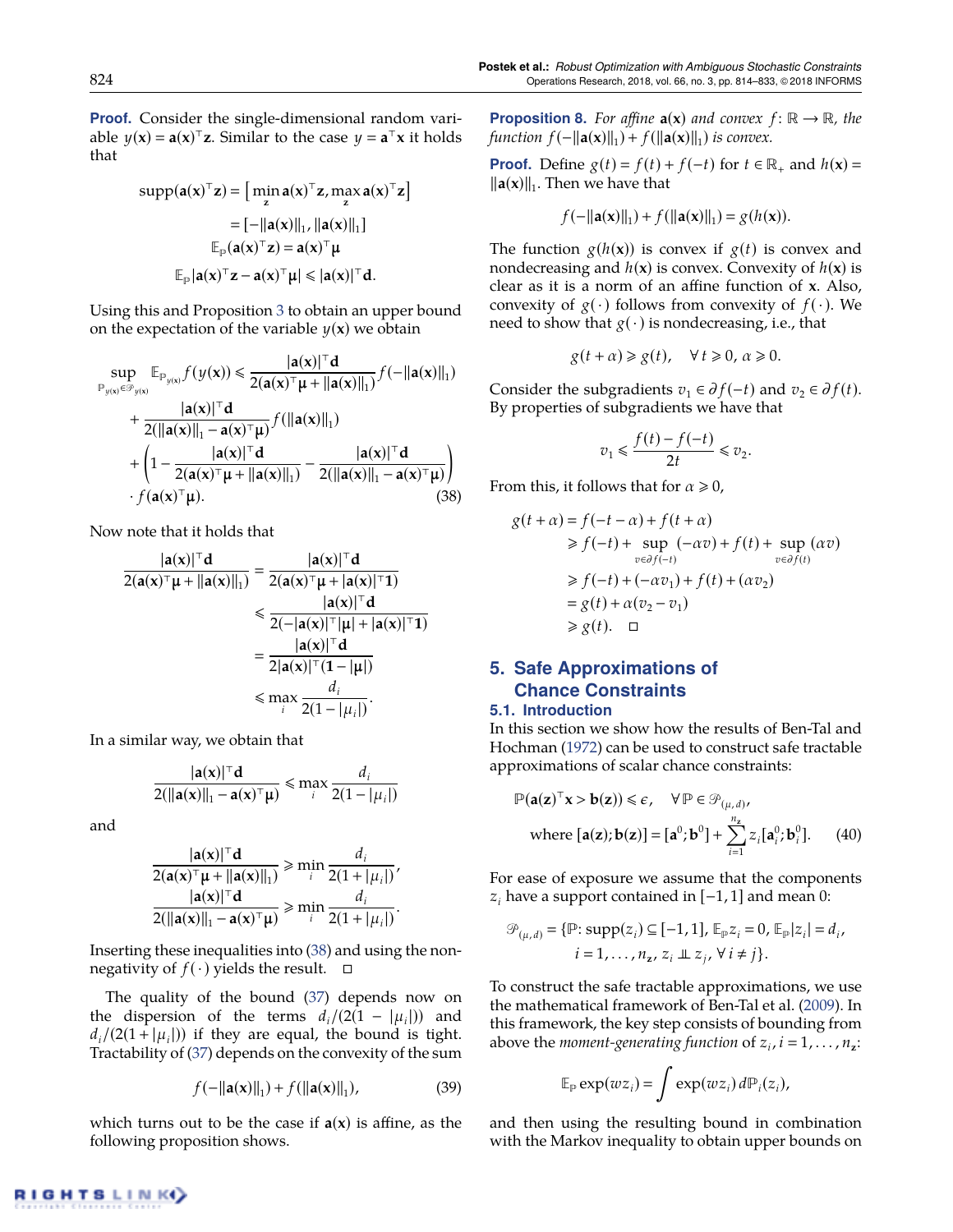**Proof.** Consider the single-dimensional random variable $y(\mathbf{x}) = \mathbf{a}(\mathbf{x})^\top \mathbf{z}$. Similar to the case $y = \mathbf{a}^\top \mathbf{x}$ it holds that

$$
\begin{aligned}
\operatorname{supp}(\mathbf{a}(\mathbf{x})^\top \mathbf{z}) &= \left[\min_{\mathbf{z}} \mathbf{a}(\mathbf{x})^\top \mathbf{z}, \max_{\mathbf{z}} \mathbf{a}(\mathbf{x})^\top \mathbf{z}\right] \\
&= [-\|\mathbf{a}(\mathbf{x})\|_1, \|\mathbf{a}(\mathbf{x})\|_1] \\
\mathbb{E}_{\mathbb{P}}(\mathbf{a}(\mathbf{x})^\top \mathbf{z}) &= \mathbf{a}(\mathbf{x})^\top \boldsymbol{\mu} \\
\mathbb{E}_{\mathbb{P}} |\mathbf{a}(\mathbf{x})^\top \mathbf{z} - \mathbf{a}(\mathbf{x})^\top \boldsymbol{\mu}| &\leqslant |\mathbf{a}(\mathbf{x})|^\top \mathbf{d}.
\end{aligned}
$$

Using this and Proposition 3 to obtain an upper bound on the expectation of the variable $y(\mathbf{x})$ we obtain

$$
\begin{aligned}
\sup_{\mathbb{P}_{y(\mathbf{x})} \in \mathcal{P}_{y(\mathbf{x})}} \mathbb{E}_{\mathbb{P}_{y(\mathbf{x})}} f(y(\mathbf{x})) &\leqslant \frac{|\mathbf{a}(\mathbf{x})|^\top \mathbf{d}}{2(\mathbf{a}(\mathbf{x})^\top \boldsymbol{\mu} + \|\mathbf{a}(\mathbf{x})\|_1)} f(-\|\mathbf{a}(\mathbf{x})\|_1) \\
&\quad + \frac{|\mathbf{a}(\mathbf{x})|^\top \mathbf{d}}{2(\|\mathbf{a}(\mathbf{x})\|_1 - \mathbf{a}(\mathbf{x})^\top \boldsymbol{\mu})} f(\|\mathbf{a}(\mathbf{x})\|_1) \\
&\quad + \left(1 - \frac{|\mathbf{a}(\mathbf{x})|^\top \mathbf{d}}{2(\mathbf{a}(\mathbf{x})^\top \boldsymbol{\mu} + \|\mathbf{a}(\mathbf{x})\|_1)} - \frac{|\mathbf{a}(\mathbf{x})|^\top \mathbf{d}}{2(\|\mathbf{a}(\mathbf{x})\|_1 - \mathbf{a}(\mathbf{x})^\top \boldsymbol{\mu})}\right) \\
&\quad \cdot f(\mathbf{a}(\mathbf{x})^\top \boldsymbol{\mu}). 
\end{aligned} \tag{38}
$$

Now note that it holds that

$$
\begin{aligned}
\frac{|\mathbf{a}(\mathbf{x})|^\top \mathbf{d}}{2(\mathbf{a}(\mathbf{x})^\top \boldsymbol{\mu} + \|\mathbf{a}(\mathbf{x})\|_1)} &= \frac{|\mathbf{a}(\mathbf{x})|^\top \mathbf{d}}{2(\mathbf{a}(\mathbf{x})^\top \boldsymbol{\mu} + |\mathbf{a}(\mathbf{x})|^\top \mathbf{1})} \\
&\leqslant \frac{|\mathbf{a}(\mathbf{x})|^\top \mathbf{d}}{2(-|\mathbf{a}(\mathbf{x})|^\top |\boldsymbol{\mu}| + |\mathbf{a}(\mathbf{x})|^\top \mathbf{1})} \\
&= \frac{|\mathbf{a}(\mathbf{x})|^\top \mathbf{d}}{2|\mathbf{a}(\mathbf{x})|^\top (\mathbf{1} - |\boldsymbol{\mu}|)} \\
&\leqslant \max_i \frac{d_i}{2(1 - |\mu_i|)}.
\end{aligned}
$$

In a similar way, we obtain that

$$
\frac{|\mathbf{a}(\mathbf{x})|^\top \mathbf{d}}{2(\|\mathbf{a}(\mathbf{x})\|_1 - \mathbf{a}(\mathbf{x})^\top \boldsymbol{\mu})} \leqslant \max_i \frac{d_i}{2(1 - |\mu_i|)}
$$

and

$$
\begin{aligned}
\frac{|\mathbf{a}(\mathbf{x})|^\top \mathbf{d}}{2(\mathbf{a}(\mathbf{x})^\top \boldsymbol{\mu} + \|\mathbf{a}(\mathbf{x})\|_1)} &\geqslant \min_i \frac{d_i}{2(1 + |\mu_i|)}, \\
\frac{|\mathbf{a}(\mathbf{x})|^\top \mathbf{d}}{2(\|\mathbf{a}(\mathbf{x})\|_1 - \mathbf{a}(\mathbf{x})^\top \boldsymbol{\mu})} &\geqslant \min_i \frac{d_i}{2(1 + |\mu_i|)}.
\end{aligned}
$$

Inserting these inequalities into (38) and using the nonnegativity of $f(\cdot)$ yields the result. □

The quality of the bound (37) depends now on the dispersion of the terms $d_i/(2(1 - |\mu_i|))$ and $d_i/(2(1 + |\mu_i|))$ if they are equal, the bound is tight. Tractability of (37) depends on the convexity of the sum

$$
f(-\|\mathbf{a}(\mathbf{x})\|_1) + f(\|\mathbf{a}(\mathbf{x})\|_1), \tag{39}
$$

which turns out to be the case if $\mathbf{a}(\mathbf{x})$ is affine, as the following proposition shows.

**Proposition 8.** *For affine $\mathbf{a}(\mathbf{x})$ and convex $f: \mathbb{R} \to \mathbb{R}$, the function $f(-\|\mathbf{a}(\mathbf{x})\|_1) + f(\|\mathbf{a}(\mathbf{x})\|_1)$ is convex.*

**Proof.** Define $g(t) = f(t) + f(-t)$ for $t \in \mathbb{R}_+$ and $h(\mathbf{x}) = \|\mathbf{a}(\mathbf{x})\|_1$. Then we have that

$$
f(-\|\mathbf{a}(\mathbf{x})\|_1) + f(\|\mathbf{a}(\mathbf{x})\|_1) = g(h(\mathbf{x})).
$$

The function $g(h(\mathbf{x}))$ is convex if $g(t)$ is convex and nondecreasing and $h(\mathbf{x})$ is convex. Convexity of $h(\mathbf{x})$ is clear as it is a norm of an affine function of $\mathbf{x}$. Also, convexity of $g(\cdot)$ follows from convexity of $f(\cdot)$. We need to show that $g(\cdot)$ is nondecreasing, i.e., that

$$
g(t + \alpha) \geqslant g(t), \quad \forall\, t \geqslant 0,\ \alpha \geqslant 0.
$$

Consider the subgradients $v_1 \in \partial f(-t)$ and $v_2 \in \partial f(t)$. By properties of subgradients we have that

$$
v_1 \leqslant \frac{f(t) - f(-t)}{2t} \leqslant v_2.
$$

From this, it follows that for $\alpha \geqslant 0$,

$$
\begin{aligned}
g(t + \alpha) &= f(-t - \alpha) + f(t + \alpha) \\
&\geqslant f(-t) + \sup_{v \in \partial f(-t)} (-\alpha v) + f(t) + \sup_{v \in \partial f(t)} (\alpha v) \\
&\geqslant f(-t) + (-\alpha v_1) + f(t) + (\alpha v_2) \\
&= g(t) + \alpha(v_2 - v_1) \\
&\geqslant g(t). \quad \square
\end{aligned}
$$

## 5. Safe Approximations of Chance Constraints

### 5.1. Introduction

In this section we show how the results of Ben-Tal and Hochman (1972) can be used to construct safe tractable approximations of scalar chance constraints:

$$
\begin{aligned}
&\mathbb{P}(\mathbf{a}(\mathbf{z})^\top \mathbf{x} > \mathbf{b}(\mathbf{z})) \leqslant \epsilon, \quad \forall\, \mathbb{P} \in \mathcal{P}_{(\mu, d)}, \\
&\text{where } [\mathbf{a}(\mathbf{z}); \mathbf{b}(\mathbf{z})] = [\mathbf{a}^0; \mathbf{b}^0] + \sum_{i=1}^{n_{\mathbf{z}}} z_i [\mathbf{a}_i^0; \mathbf{b}_i^0].
\end{aligned} \tag{40}
$$

For ease of exposure we assume that the components $z_i$ have a support contained in $[-1, 1]$ and mean 0:

$$
\begin{aligned}
\mathcal{P}_{(\mu, d)} = \{\mathbb{P}\colon &\operatorname{supp}(z_i) \subseteq [-1, 1],\ \mathbb{E}_{\mathbb{P}} z_i = 0,\ \mathbb{E}_{\mathbb{P}} |z_i| = d_i, \\
&i = 1, \ldots, n_{\mathbf{z}},\ z_i \perp\!\!\!\perp z_j,\ \forall\, i \neq j\}.
\end{aligned}
$$

To construct the safe tractable approximations, we use the mathematical framework of Ben-Tal et al. (2009). In this framework, the key step consists of bounding from above the *moment-generating function* of $z_i$, $i = 1, \ldots, n_{\mathbf{z}}$:

$$
\mathbb{E}_{\mathbb{P}} \exp(w z_i) = \int \exp(w z_i)\, d\mathbb{P}_i(z_i),
$$

and then using the resulting bound in combination with the Markov inequality to obtain upper bounds on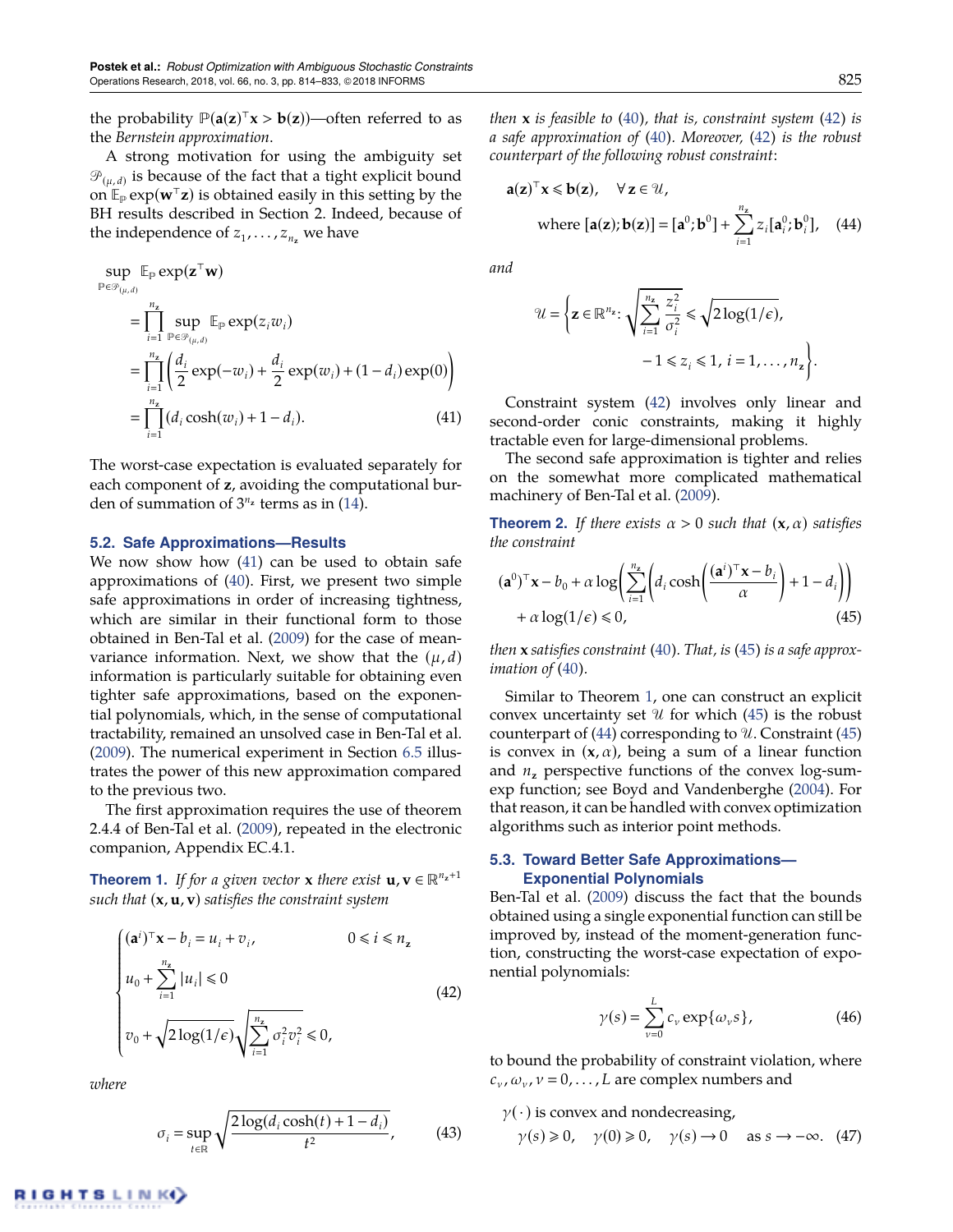the probability $\mathbb{P}(\mathbf{a}(\mathbf{z})^\top \mathbf{x} > \mathbf{b}(\mathbf{z}))$—often referred to as the *Bernstein approximation*.

A strong motivation for using the ambiguity set $\mathcal{P}_{(\mu,d)}$ is because of the fact that a tight explicit bound on $\mathbb{E}_{\mathbb{P}} \exp(\mathbf{w}^\top \mathbf{z})$ is obtained easily in this setting by the BH results described in Section 2. Indeed, because of the independence of $z_1, \ldots, z_{n_\mathbf{z}}$ we have

$$
\begin{aligned}
\sup_{\mathbb{P}\in\mathcal{P}_{(\mu,d)}} \mathbb{E}_{\mathbb{P}} \exp(\mathbf{z}^\top \mathbf{w})
&= \prod_{i=1}^{n_\mathbf{z}} \sup_{\mathbb{P}\in\mathcal{P}_{(\mu,d)}} \mathbb{E}_{\mathbb{P}} \exp(z_i w_i) \\
&= \prod_{i=1}^{n_\mathbf{z}} \left( \frac{d_i}{2}\exp(-w_i) + \frac{d_i}{2}\exp(w_i) + (1-d_i)\exp(0) \right) \\
&= \prod_{i=1}^{n_\mathbf{z}} (d_i \cosh(w_i) + 1 - d_i). \qquad (41)
\end{aligned}
$$

The worst-case expectation is evaluated separately for each component of $\mathbf{z}$, avoiding the computational burden of summation of $3^{n_\mathbf{z}}$ terms as in (14).

### 5.2. Safe Approximations—Results

We now show how (41) can be used to obtain safe approximations of (40). First, we present two simple safe approximations in order of increasing tightness, which are similar in their functional form to those obtained in Ben-Tal et al. (2009) for the case of mean-variance information. Next, we show that the $(\mu, d)$ information is particularly suitable for obtaining even tighter safe approximations, based on the exponential polynomials, which, in the sense of computational tractability, remained an unsolved case in Ben-Tal et al. (2009). The numerical experiment in Section 6.5 illustrates the power of this new approximation compared to the previous two.

The first approximation requires the use of theorem 2.4.4 of Ben-Tal et al. (2009), repeated in the electronic companion, Appendix EC.4.1.

**Theorem 1.** *If for a given vector $\mathbf{x}$ there exist $\mathbf{u}, \mathbf{v} \in \mathbb{R}^{n_\mathbf{z}+1}$ such that $(\mathbf{x}, \mathbf{u}, \mathbf{v})$ satisfies the constraint system*

$$
\begin{cases}
(\mathbf{a}^i)^\top \mathbf{x} - b_i = u_i + v_i, & 0 \leqslant i \leqslant n_\mathbf{z} \\
u_0 + \sum_{i=1}^{n_\mathbf{z}} |u_i| \leqslant 0 & \\
v_0 + \sqrt{2\log(1/\epsilon)} \sqrt{\sum_{i=1}^{n_\mathbf{z}} \sigma_i^2 v_i^2} \leqslant 0, &
\end{cases} \qquad (42)
$$

*where*

$$
\sigma_i = \sup_{t\in\mathbb{R}} \sqrt{\frac{2\log(d_i\cosh(t) + 1 - d_i)}{t^2}}, \qquad (43)
$$

*then $\mathbf{x}$ is feasible to (40), that is, constraint system (42) is a safe approximation of (40). Moreover, (42) is the robust counterpart of the following robust constraint:*

$$
\mathbf{a}(\mathbf{z})^\top \mathbf{x} \leqslant \mathbf{b}(\mathbf{z}), \quad \forall\, \mathbf{z} \in \mathcal{U},
$$
$$
\text{where } [\mathbf{a}(\mathbf{z}); \mathbf{b}(\mathbf{z})] = [\mathbf{a}^0; \mathbf{b}^0] + \sum_{i=1}^{n_\mathbf{z}} z_i [\mathbf{a}_i^0; \mathbf{b}_i^0], \qquad (44)
$$

*and*

$$
\mathcal{U} = \left\{ \mathbf{z} \in \mathbb{R}^{n_\mathbf{z}} : \sqrt{\sum_{i=1}^{n_\mathbf{z}} \frac{z_i^2}{\sigma_i^2}} \leqslant \sqrt{2\log(1/\epsilon)},\; -1 \leqslant z_i \leqslant 1,\; i = 1, \ldots, n_\mathbf{z} \right\}.
$$

Constraint system (42) involves only linear and second-order conic constraints, making it highly tractable even for large-dimensional problems.

The second safe approximation is tighter and relies on the somewhat more complicated mathematical machinery of Ben-Tal et al. (2009).

**Theorem 2.** *If there exists $\alpha > 0$ such that $(\mathbf{x}, \alpha)$ satisfies the constraint*

$$
(\mathbf{a}^0)^\top \mathbf{x} - b_0 + \alpha \log\left( \sum_{i=1}^{n_\mathbf{z}} \left( d_i \cosh\left( \frac{(\mathbf{a}^i)^\top \mathbf{x} - b_i}{\alpha} \right) + 1 - d_i \right) \right) + \alpha \log(1/\epsilon) \leqslant 0, \qquad (45)
$$

*then $\mathbf{x}$ satisfies constraint (40). That, is (45) is a safe approximation of (40).*

Similar to Theorem 1, one can construct an explicit convex uncertainty set $\mathcal{U}$ for which (45) is the robust counterpart of (44) corresponding to $\mathcal{U}$. Constraint (45) is convex in $(\mathbf{x}, \alpha)$, being a sum of a linear function and $n_\mathbf{z}$ perspective functions of the convex log-sum-exp function; see Boyd and Vandenberghe (2004). For that reason, it can be handled with convex optimization algorithms such as interior point methods.

### 5.3. Toward Better Safe Approximations—Exponential Polynomials

Ben-Tal et al. (2009) discuss the fact that the bounds obtained using a single exponential function can still be improved by, instead of the moment-generation function, constructing the worst-case expectation of exponential polynomials:

$$
\gamma(s) = \sum_{\nu=0}^{L} c_\nu \exp\{\omega_\nu s\}, \qquad (46)
$$

to bound the probability of constraint violation, where $c_\nu, \omega_\nu, \nu = 0, \ldots, L$ are complex numbers and

$$
\begin{aligned}
&\gamma(\cdot) \text{ is convex and nondecreasing,} \\
&\gamma(s) \geqslant 0, \quad \gamma(0) \geqslant 0, \quad \gamma(s) \to 0 \quad \text{as } s \to -\infty. \qquad (47)
\end{aligned}
$$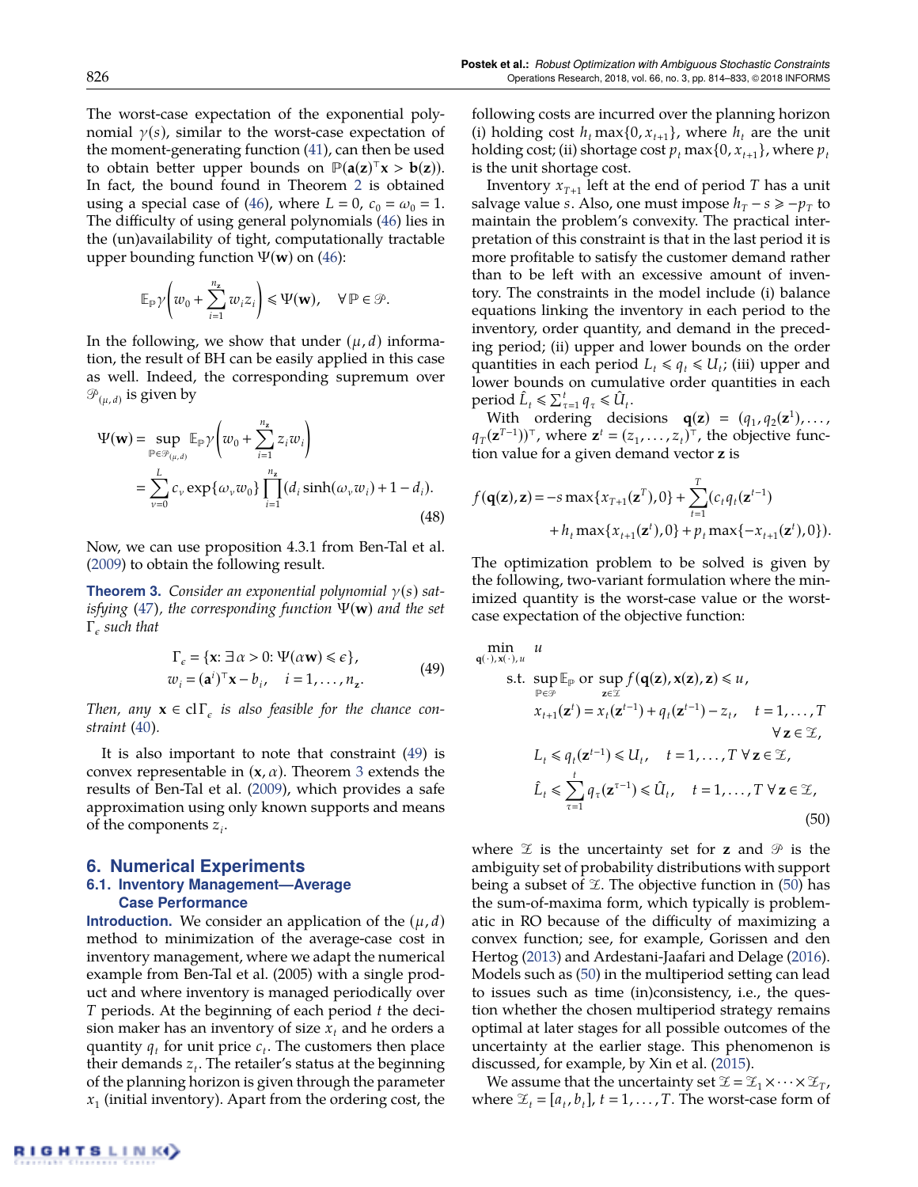The worst-case expectation of the exponential polynomial $\gamma(s)$, similar to the worst-case expectation of the moment-generating function (41), can then be used to obtain better upper bounds on $\mathbb{P}(\mathbf{a}(\mathbf{z})^\top \mathbf{x} > \mathbf{b}(\mathbf{z}))$. In fact, the bound found in Theorem 2 is obtained using a special case of (46), where $L = 0$, $c_0 = \omega_0 = 1$. The difficulty of using general polynomials (46) lies in the (un)availability of tight, computationally tractable upper bounding function $\Psi(\mathbf{w})$ on (46):

$$\mathbb{E}_{\mathbb{P}} \gamma\left(w_0 + \sum_{i=1}^{n_\mathbf{z}} w_i z_i\right) \leqslant \Psi(\mathbf{w}), \quad \forall \mathbb{P} \in \mathcal{P}.$$

In the following, we show that under $(\mu, d)$ information, the result of BH can be easily applied in this case as well. Indeed, the corresponding supremum over $\mathcal{P}_{(\mu,d)}$ is given by

$$\begin{aligned}
\Psi(\mathbf{w}) &= \sup_{\mathbb{P} \in \mathcal{P}_{(\mu,d)}} \mathbb{E}_{\mathbb{P}} \gamma\left(w_0 + \sum_{i=1}^{n_\mathbf{z}} z_i w_i\right) \\
&= \sum_{\nu=0}^{L} c_\nu \exp\{\omega_\nu w_0\} \prod_{i=1}^{n_\mathbf{z}} (d_i \sinh(\omega_\nu w_i) + 1 - d_i).
\end{aligned} \tag{48}$$

Now, we can use proposition 4.3.1 from Ben-Tal et al. (2009) to obtain the following result.

**Theorem 3.** *Consider an exponential polynomial $\gamma(s)$ satisfying (47), the corresponding function $\Psi(\mathbf{w})$ and the set $\Gamma_\epsilon$ such that*

$$\begin{aligned}
\Gamma_\epsilon &= \{\mathbf{x} \colon \exists\, \alpha > 0 \colon \Psi(\alpha \mathbf{w}) \leqslant \epsilon\}, \\
w_i &= (\mathbf{a}^i)^\top \mathbf{x} - b_i, \quad i = 1, \ldots, n_\mathbf{z}.
\end{aligned} \tag{49}$$

*Then, any $\mathbf{x} \in \operatorname{cl} \Gamma_\epsilon$ is also feasible for the chance constraint (40).*

It is also important to note that constraint (49) is convex representable in $(\mathbf{x}, \alpha)$. Theorem 3 extends the results of Ben-Tal et al. (2009), which provides a safe approximation using only known supports and means of the components $z_i$.

# 6. Numerical Experiments

## 6.1. Inventory Management—Average Case Performance

**Introduction.** We consider an application of the $(\mu, d)$ method to minimization of the average-case cost in inventory management, where we adapt the numerical example from Ben-Tal et al. (2005) with a single product and where inventory is managed periodically over $T$ periods. At the beginning of each period $t$ the decision maker has an inventory of size $x_t$ and he orders a quantity $q_t$ for unit price $c_t$. The customers then place their demands $z_t$. The retailer's status at the beginning of the planning horizon is given through the parameter $x_1$ (initial inventory). Apart from the ordering cost, the following costs are incurred over the planning horizon (i) holding cost $h_t \max\{0, x_{t+1}\}$, where $h_t$ are the unit holding cost; (ii) shortage cost $p_t \max\{0, x_{t+1}\}$, where $p_t$ is the unit shortage cost.

Inventory $x_{T+1}$ left at the end of period $T$ has a unit salvage value $s$. Also, one must impose $h_T - s \geqslant -p_T$ to maintain the problem's convexity. The practical interpretation of this constraint is that in the last period it is more profitable to satisfy the customer demand rather than to be left with an excessive amount of inventory. The constraints in the model include (i) balance equations linking the inventory in each period to the inventory, order quantity, and demand in the preceding period; (ii) upper and lower bounds on the order quantities in each period $L_t \leqslant q_t \leqslant U_t$; (iii) upper and lower bounds on cumulative order quantities in each period $\hat{L}_t \leqslant \sum_{\tau=1}^{t} q_\tau \leqslant \hat{U}_t$.

With ordering decisions $\mathbf{q}(\mathbf{z}) = (q_1, q_2(\mathbf{z}^1), \ldots, q_T(\mathbf{z}^{T-1}))^\top$, where $\mathbf{z}^t = (z_1, \ldots, z_t)^\top$, the objective function value for a given demand vector $\mathbf{z}$ is

$$\begin{aligned}
f(\mathbf{q}(\mathbf{z}), \mathbf{z}) = -s \max\{x_{T+1}(\mathbf{z}^T), 0\} + \sum_{t=1}^{T} (c_t q_t(\mathbf{z}^{t-1}) \\
+ h_t \max\{x_{t+1}(\mathbf{z}^t), 0\} + p_t \max\{-x_{t+1}(\mathbf{z}^t), 0\}).
\end{aligned}$$

The optimization problem to be solved is given by the following, two-variant formulation where the minimized quantity is the worst-case value or the worst-case expectation of the objective function:

$$\begin{aligned}
\min_{\mathbf{q}(\cdot), \mathbf{x}(\cdot), u} \quad & u \\
\text{s.t.} \quad & \sup_{\mathbb{P} \in \mathcal{P}} \mathbb{E}_{\mathbb{P}} \text{ or } \sup_{\mathbf{z} \in \mathcal{Z}} f(\mathbf{q}(\mathbf{z}), \mathbf{x}(\mathbf{z}), \mathbf{z}) \leqslant u, \\
& x_{t+1}(\mathbf{z}^t) = x_t(\mathbf{z}^{t-1}) + q_t(\mathbf{z}^{t-1}) - z_t, \quad t = 1, \ldots, T \\
& \qquad \forall\, \mathbf{z} \in \mathcal{Z}, \\
& L_t \leqslant q_t(\mathbf{z}^{t-1}) \leqslant U_t, \quad t = 1, \ldots, T \;\forall\, \mathbf{z} \in \mathcal{Z}, \\
& \hat{L}_t \leqslant \sum_{\tau=1}^{t} q_\tau(\mathbf{z}^{\tau-1}) \leqslant \hat{U}_t, \quad t = 1, \ldots, T \;\forall\, \mathbf{z} \in \mathcal{Z},
\end{aligned} \tag{50}$$

where $\mathcal{Z}$ is the uncertainty set for $\mathbf{z}$ and $\mathcal{P}$ is the ambiguity set of probability distributions with support being a subset of $\mathcal{Z}$. The objective function in (50) has the sum-of-maxima form, which typically is problematic in RO because of the difficulty of maximizing a convex function; see, for example, Gorissen and den Hertog (2013) and Ardestani-Jaafari and Delage (2016). Models such as (50) in the multiperiod setting can lead to issues such as time (in)consistency, i.e., the question whether the chosen multiperiod strategy remains optimal at later stages for all possible outcomes of the uncertainty at the earlier stage. This phenomenon is discussed, for example, by Xin et al. (2015).

We assume that the uncertainty set $\mathcal{Z} = \mathcal{Z}_1 \times \cdots \times \mathcal{Z}_T$, where $\mathcal{Z}_t = [a_t, b_t]$, $t = 1, \ldots, T$. The worst-case form of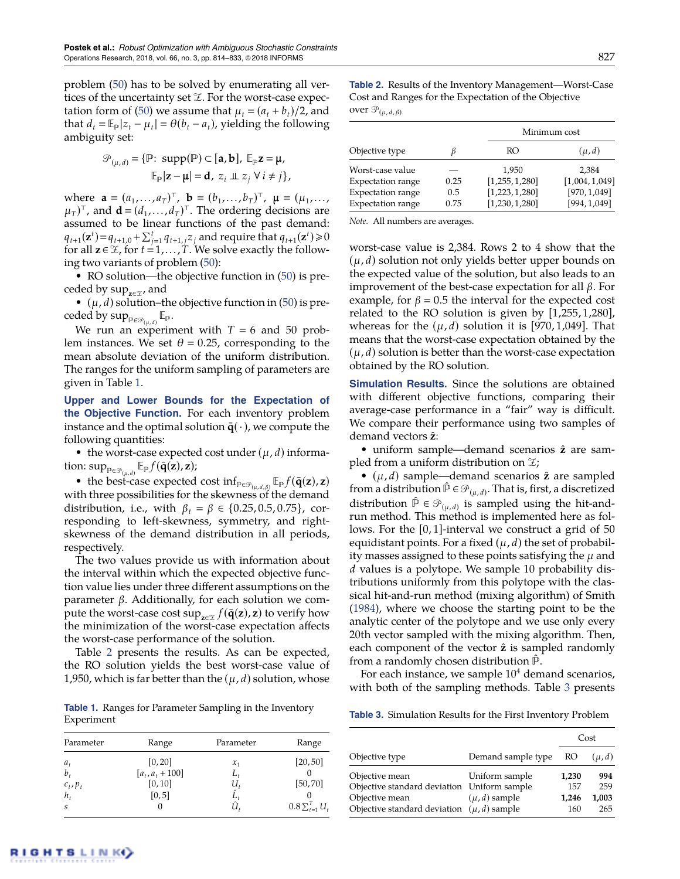problem (50) has to be solved by enumerating all vertices of the uncertainty set $\mathcal{Z}$. For the worst-case expectation form of (50) we assume that $\mu_t = (a_t + b_t)/2$, and that $d_t = \mathbb{E}_{\mathbb{P}}|z_t - \mu_t| = \theta(b_t - a_t)$, yielding the following ambiguity set:

$$\mathcal{P}_{(\mu,d)} = \{\mathbb{P}\colon \operatorname{supp}(\mathbb{P}) \subset [\mathbf{a}, \mathbf{b}],\ \mathbb{E}_{\mathbb{P}}\mathbf{z} = \boldsymbol{\mu},\ \mathbb{E}_{\mathbb{P}}|\mathbf{z} - \boldsymbol{\mu}| = \mathbf{d},\ z_i \perp\!\!\!\perp z_j\ \forall\, i \neq j\},$$

where $\mathbf{a} = (a_1, \ldots, a_T)^\top$, $\mathbf{b} = (b_1, \ldots, b_T)^\top$, $\boldsymbol{\mu} = (\mu_1, \ldots, \mu_T)^\top$, and $\mathbf{d} = (d_1, \ldots, d_T)^\top$. The ordering decisions are assumed to be linear functions of the past demand: $q_{t+1}(\mathbf{z}^t) = q_{t+1,0} + \sum_{j=1}^{t} q_{t+1,j} z_j$ and require that $q_{t+1}(\mathbf{z}^t) \geqslant 0$ for all $\mathbf{z} \in \mathcal{Z}$, for $t = 1, \ldots, T$. We solve exactly the following two variants of problem (50):

- RO solution—the objective function in (50) is preceded by $\sup_{\mathbf{z}\in\mathcal{Z}}$, and
- $(\mu, d)$ solution–the objective function in (50) is preceded by $\sup_{\mathbb{P}\in\mathcal{P}_{(\mu,d)}} \mathbb{E}_{\mathbb{P}}$.

We run an experiment with $T = 6$ and 50 problem instances. We set $\theta = 0.25$, corresponding to the mean absolute deviation of the uniform distribution. The ranges for the uniform sampling of parameters are given in Table 1.

**Upper and Lower Bounds for the Expectation of the Objective Function.** For each inventory problem instance and the optimal solution $\bar{\mathbf{q}}(\cdot)$, we compute the following quantities:

- the worst-case expected cost under $(\mu, d)$ information: $\sup_{\mathbb{P}\in\mathcal{P}_{(\mu,d)}} \mathbb{E}_{\mathbb{P}} f(\bar{\mathbf{q}}(\mathbf{z}), \mathbf{z})$;
- the best-case expected cost $\inf_{\mathbb{P}\in\mathcal{P}_{(\mu,d,\beta)}} \mathbb{E}_{\mathbb{P}} f(\bar{\mathbf{q}}(\mathbf{z}), \mathbf{z})$ with three possibilities for the skewness of the demand distribution, i.e., with $\beta_t = \beta \in \{0.25, 0.5, 0.75\}$, corresponding to left-skewness, symmetry, and right-skewness of the demand distribution in all periods, respectively.

The two values provide us with information about the interval within which the expected objective function value lies under three different assumptions on the parameter $\beta$. Additionally, for each solution we compute the worst-case cost $\sup_{\mathbf{z}\in\mathcal{Z}} f(\bar{\mathbf{q}}(\mathbf{z}), \mathbf{z})$ to verify how the minimization of the worst-case expectation affects the worst-case performance of the solution.

Table 2 presents the results. As can be expected, the RO solution yields the best worst-case value of 1,950, which is far better than the $(\mu, d)$ solution, whose worst-case value is 2,384. Rows 2 to 4 show that the $(\mu, d)$ solution not only yields better upper bounds on the expected value of the solution, but also leads to an improvement of the best-case expectation for all $\beta$. For example, for $\beta = 0.5$ the interval for the expected cost related to the RO solution is given by [1,255, 1,280], whereas for the $(\mu, d)$ solution it is [970, 1,049]. That means that the worst-case expectation obtained by the $(\mu, d)$ solution is better than the worst-case expectation obtained by the RO solution.

**Table 1.** Ranges for Parameter Sampling in the Inventory Experiment

| Parameter | Range | Parameter | Range |
|---|---|---|---|
| $a_t$ | [0, 20] | $x_1$ | [20, 50] |
| $b_t$ | $[a_t, a_t + 100]$ | $L_t$ | 0 |
| $c_t, p_t$ | [0, 10] | $U_t$ | [50, 70] |
| $h_t$ | [0, 5] | $\hat{L}_t$ | 0 |
| $s$ | 0 | $\hat{U}_t$ | $0.8\sum_{t=1}^{T} U_t$ |

**Table 2.** Results of the Inventory Management—Worst-Case Cost and Ranges for the Expectation of the Objective over $\mathcal{P}_{(\mu,d,\beta)}$

| | | Minimum cost | |
|---|---|---|---|
| Objective type | $\beta$ | RO | $(\mu, d)$ |
| Worst-case value | — | 1,950 | 2,384 |
| Expectation range | 0.25 | [1,255, 1,280] | [1,004, 1,049] |
| Expectation range | 0.5 | [1,223, 1,280] | [970, 1,049] |
| Expectation range | 0.75 | [1,230, 1,280] | [994, 1,049] |

*Note.* All numbers are averages.

**Simulation Results.** Since the solutions are obtained with different objective functions, comparing their average-case performance in a "fair" way is difficult. We compare their performance using two samples of demand vectors $\hat{\mathbf{z}}$:

- uniform sample—demand scenarios $\hat{\mathbf{z}}$ are sampled from a uniform distribution on $\mathcal{Z}$;
- $(\mu, d)$ sample—demand scenarios $\hat{\mathbf{z}}$ are sampled from a distribution $\hat{\mathbb{P}} \in \mathcal{P}_{(\mu,d)}$. That is, first, a discretized distribution $\hat{\mathbb{P}} \in \mathcal{P}_{(\mu,d)}$ is sampled using the hit-and-run method. This method is implemented here as follows. For the [0, 1]-interval we construct a grid of 50 equidistant points. For a fixed $(\mu, d)$ the set of probability masses assigned to these points satisfying the $\mu$ and $d$ values is a polytope. We sample 10 probability distributions uniformly from this polytope with the classical hit-and-run method (mixing algorithm) of Smith (1984), where we choose the starting point to be the analytic center of the polytope and we use only every 20th vector sampled with the mixing algorithm. Then, each component of the vector $\hat{\mathbf{z}}$ is sampled randomly from a randomly chosen distribution $\hat{\mathbb{P}}$.

For each instance, we sample $10^4$ demand scenarios, with both of the sampling methods. Table 3 presents

**Table 3.** Simulation Results for the First Inventory Problem

| | | Cost | |
|---|---|---|---|
| Objective type | Demand sample type | RO | $(\mu, d)$ |
| Objective mean | Uniform sample | **1,230** | **994** |
| Objective standard deviation | Uniform sample | 157 | 259 |
| Objective mean | $(\mu, d)$ sample | **1,246** | **1,003** |
| Objective standard deviation | $(\mu, d)$ sample | 160 | 265 |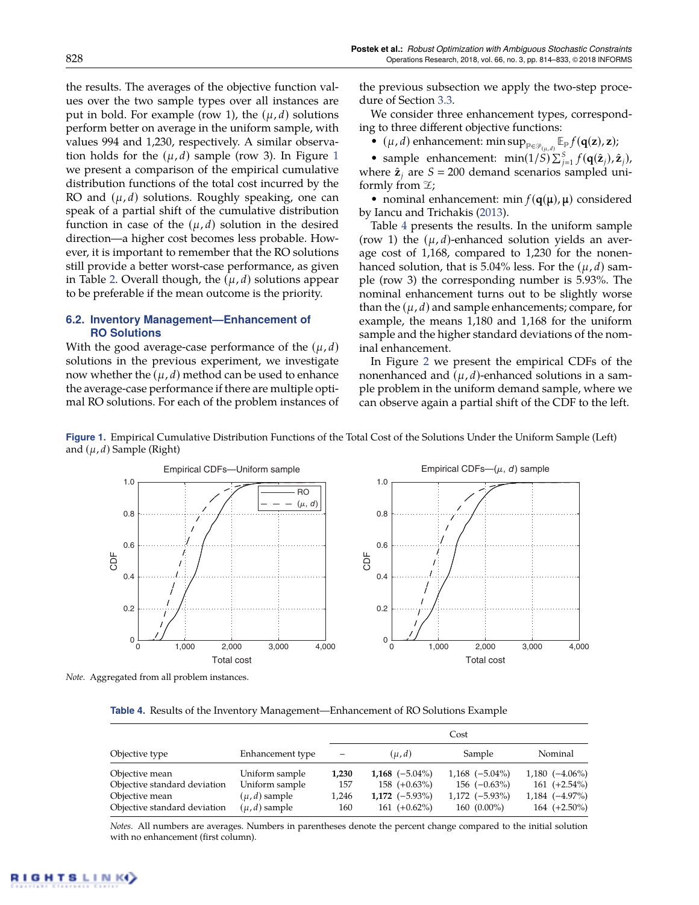the results. The averages of the objective function values over the two sample types over all instances are put in bold. For example (row 1), the $(\mu, d)$ solutions perform better on average in the uniform sample, with values 994 and 1,230, respectively. A similar observation holds for the $(\mu, d)$ sample (row 3). In Figure 1 we present a comparison of the empirical cumulative distribution functions of the total cost incurred by the RO and $(\mu, d)$ solutions. Roughly speaking, one can speak of a partial shift of the cumulative distribution function in case of the $(\mu, d)$ solution in the desired direction—a higher cost becomes less probable. However, it is important to remember that the RO solutions still provide a better worst-case performance, as given in Table 2. Overall though, the $(\mu, d)$ solutions appear to be preferable if the mean outcome is the priority.

### 6.2. Inventory Management—Enhancement of RO Solutions

With the good average-case performance of the $(\mu, d)$ solutions in the previous experiment, we investigate now whether the $(\mu, d)$ method can be used to enhance the average-case performance if there are multiple optimal RO solutions. For each of the problem instances of the previous subsection we apply the two-step procedure of Section 3.3.

We consider three enhancement types, corresponding to three different objective functions:

- $(\mu, d)$ enhancement: $\min \sup_{\mathbb{P} \in \mathcal{P}_{(\mu,d)}} \mathbb{E}_{\mathbb{P}} f(\mathbf{q}(\mathbf{z}), \mathbf{z})$;
- sample enhancement: $\min (1/S) \sum_{j=1}^{S} f(\mathbf{q}(\hat{\mathbf{z}}_j), \hat{\mathbf{z}}_j)$, where $\hat{\mathbf{z}}_j$ are $S = 200$ demand scenarios sampled uniformly from $\mathcal{Z}$;
- nominal enhancement: $\min f(\mathbf{q}(\boldsymbol{\mu}), \boldsymbol{\mu})$ considered by Iancu and Trichakis (2013).

Table 4 presents the results. In the uniform sample (row 1) the $(\mu, d)$-enhanced solution yields an average cost of 1,168, compared to 1,230 for the nonenhanced solution, that is 5.04% less. For the $(\mu, d)$ sample (row 3) the corresponding number is 5.93%. The nominal enhancement turns out to be slightly worse than the $(\mu, d)$ and sample enhancements; compare, for example, the means 1,180 and 1,168 for the uniform sample and the higher standard deviations of the nominal enhancement.

In Figure 2 we present the empirical CDFs of the nonenhanced and $(\mu, d)$-enhanced solutions in a sample problem in the uniform demand sample, where we can observe again a partial shift of the CDF to the left.

**Figure 1.** Empirical Cumulative Distribution Functions of the Total Cost of the Solutions Under the Uniform Sample (Left) and $(\mu, d)$ Sample (Right)

*Note.* Aggregated from all problem instances.

**Table 4.** Results of the Inventory Management—Enhancement of RO Solutions Example

| Objective type | Enhancement type | Cost | | | |
|---|---|---|---|---|---|
| | | – | $(\mu, d)$ | Sample | Nominal |
| Objective mean | Uniform sample | **1,230** | **1,168** (−5.04%) | 1,168 (−5.04%) | 1,180 (−4.06%) |
| Objective standard deviation | Uniform sample | 157 | 158 (+0.63%) | 156 (−0.63%) | 161 (+2.54%) |
| Objective mean | $(\mu, d)$ sample | 1,246 | **1,172** (−5.93%) | 1,172 (−5.93%) | 1,184 (−4.97%) |
| Objective standard deviation | $(\mu, d)$ sample | 160 | 161 (+0.62%) | 160 (0.00%) | 164 (+2.50%) |

*Notes.* All numbers are averages. Numbers in parentheses denote the percent change compared to the initial solution with no enhancement (first column).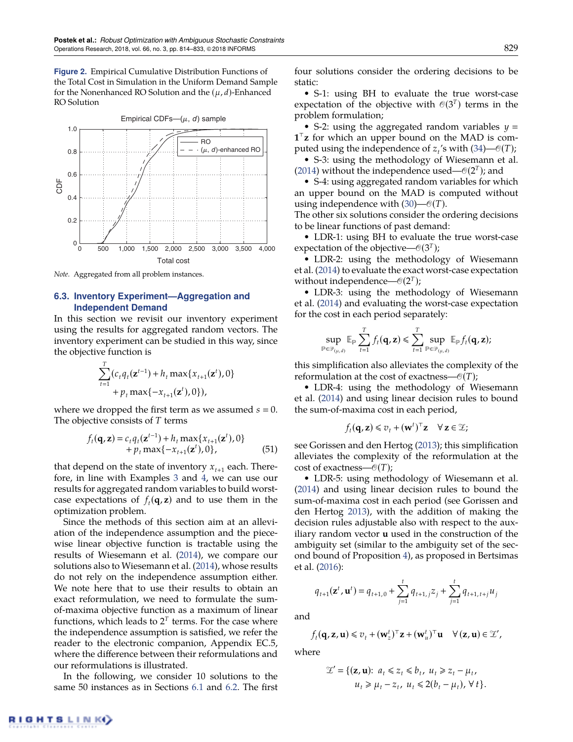**Figure 2.** Empirical Cumulative Distribution Functions of the Total Cost in Simulation in the Uniform Demand Sample for the Nonenhanced RO Solution and the $(\mu, d)$-Enhanced RO Solution

*Note.* Aggregated from all problem instances.

### 6.3. Inventory Experiment—Aggregation and Independent Demand

In this section we revisit our inventory experiment using the results for aggregated random vectors. The inventory experiment can be studied in this way, since the objective function is

$$\sum_{t=1}^{T}(c_t q_t(\mathbf{z}^{t-1}) + h_t \max\{x_{t+1}(\mathbf{z}^t), 0\} + p_t \max\{-x_{t+1}(\mathbf{z}^t), 0\}),$$

where we dropped the first term as we assumed $s = 0$. The objective consists of $T$ terms

$$f_t(\mathbf{q}, \mathbf{z}) = c_t q_t(\mathbf{z}^{t-1}) + h_t \max\{x_{t+1}(\mathbf{z}^t), 0\} + p_t \max\{-x_{t+1}(\mathbf{z}^t), 0\}, \quad (51)$$

that depend on the state of inventory $x_{t+1}$ each. Therefore, in line with Examples 3 and 4, we can use our results for aggregated random variables to build worst-case expectations of $f_t(\mathbf{q}, \mathbf{z})$ and to use them in the optimization problem.

Since the methods of this section aim at an alleviation of the independence assumption and the piecewise linear objective function is tractable using the results of Wiesemann et al. (2014), we compare our solutions also to Wiesemann et al. (2014), whose results do not rely on the independence assumption either. We note here that to use their results to obtain an exact reformulation, we need to formulate the sum-of-maxima objective function as a maximum of linear functions, which leads to $2^T$ terms. For the case where the independence assumption is satisfied, we refer the reader to the electronic companion, Appendix EC.5, where the difference between their reformulations and our reformulations is illustrated.

In the following, we consider 10 solutions to the same 50 instances as in Sections 6.1 and 6.2. The first four solutions consider the ordering decisions to be static:

- S-1: using BH to evaluate the true worst-case expectation of the objective with $\mathcal{O}(3^T)$ terms in the problem formulation;
- S-2: using the aggregated random variables $y = \mathbf{1}^\top \mathbf{z}$ for which an upper bound on the MAD is computed using the independence of $z_t$'s with (34)—$\mathcal{O}(T)$;
- S-3: using the methodology of Wiesemann et al. (2014) without the independence used—$\mathcal{O}(2^T)$; and
- S-4: using aggregated random variables for which an upper bound on the MAD is computed without using independence with (30)—$\mathcal{O}(T)$.

The other six solutions consider the ordering decisions to be linear functions of past demand:

- LDR-1: using BH to evaluate the true worst-case expectation of the objective—$\mathcal{O}(3^T)$;
- LDR-2: using the methodology of Wiesemann et al. (2014) to evaluate the exact worst-case expectation without independence—$\mathcal{O}(2^T)$;
- LDR-3: using the methodology of Wiesemann et al. (2014) and evaluating the worst-case expectation for the cost in each period separately:

$$\sup_{\mathbb{P}\in\mathcal{P}_{(\mu,d)}} \mathbb{E}_{\mathbb{P}} \sum_{t=1}^{T} f_t(\mathbf{q}, \mathbf{z}) \leqslant \sum_{t=1}^{T} \sup_{\mathbb{P}\in\mathcal{P}_{(\mu,d)}} \mathbb{E}_{\mathbb{P}} f_t(\mathbf{q}, \mathbf{z});$$

this simplification also alleviates the complexity of the reformulation at the cost of exactness—$\mathcal{O}(T)$;

- LDR-4: using the methodology of Wiesemann et al. (2014) and using linear decision rules to bound the sum-of-maxima cost in each period,

$$f_t(\mathbf{q}, \mathbf{z}) \leqslant v_t + (\mathbf{w}^t)^\top \mathbf{z} \quad \forall \mathbf{z} \in \mathcal{Z};$$

see Gorissen and den Hertog (2013); this simplification alleviates the complexity of the reformulation at the cost of exactness—$\mathcal{O}(T)$;

- LDR-5: using methodology of Wiesemann et al. (2014) and using linear decision rules to bound the sum-of-maxima cost in each period (see Gorissen and den Hertog 2013), with the addition of making the decision rules adjustable also with respect to the auxiliary random vector $\mathbf{u}$ used in the construction of the ambiguity set (similar to the ambiguity set of the second bound of Proposition 4), as proposed in Bertsimas et al. (2016):

$$q_{t+1}(\mathbf{z}^t, \mathbf{u}^t) = q_{t+1,0} + \sum_{j=1}^{t} q_{t+1,j} z_j + \sum_{j=1}^{t} q_{t+1,t+j} u_j$$

and

$$f_t(\mathbf{q}, \mathbf{z}, \mathbf{u}) \leqslant v_t + (\mathbf{w}_z^t)^\top \mathbf{z} + (\mathbf{w}_u^t)^\top \mathbf{u} \quad \forall (\mathbf{z}, \mathbf{u}) \in \mathcal{Z}',$$

where

$$\mathcal{Z}' = \{(\mathbf{z}, \mathbf{u})\colon\ a_t \leqslant z_t \leqslant b_t,\ u_t \geqslant z_t - \mu_t,\ u_t \geqslant \mu_t - z_t,\ u_t \leqslant 2(b_t - \mu_t),\ \forall\, t\}.$$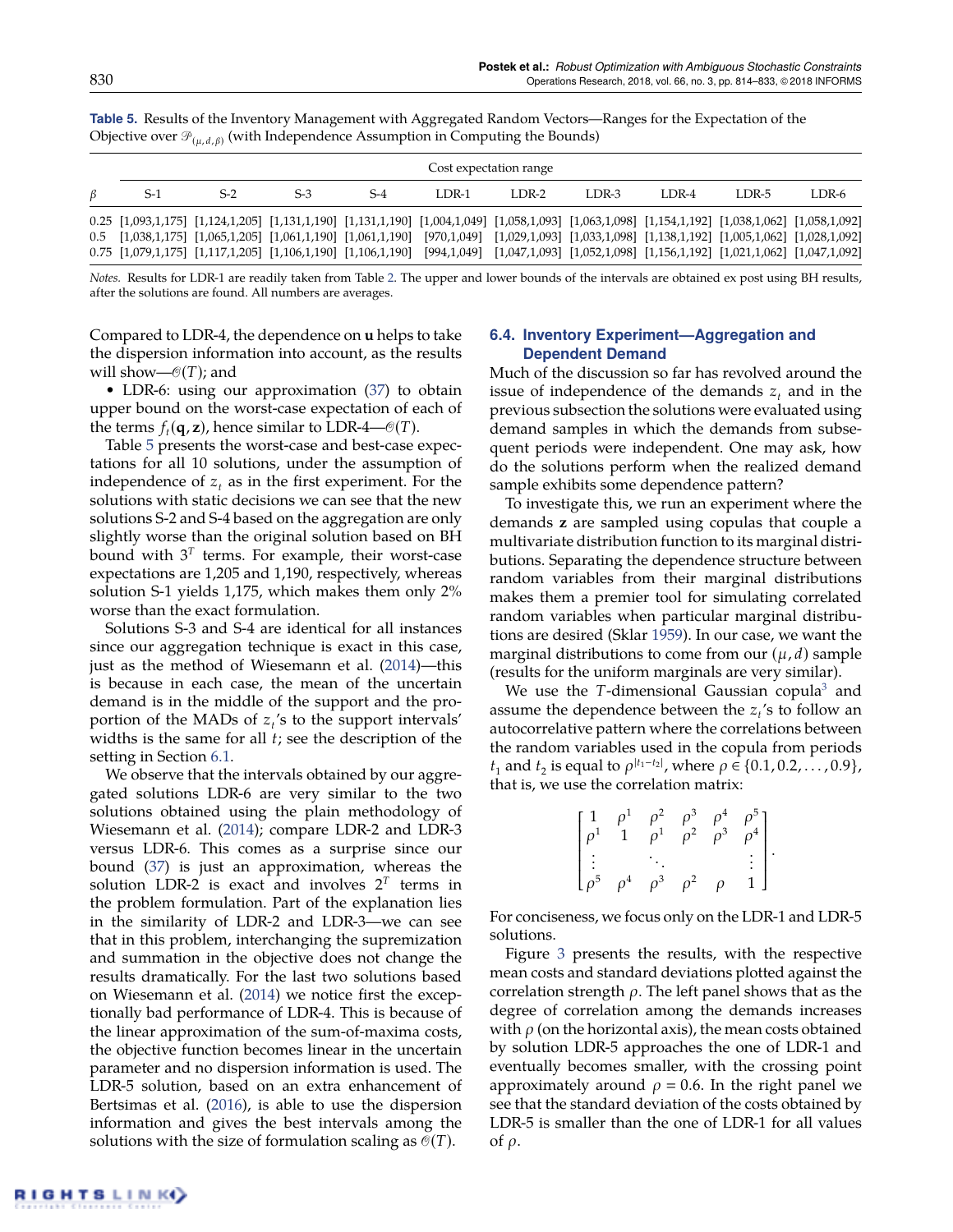**Table 5.** Results of the Inventory Management with Aggregated Random Vectors—Ranges for the Expectation of the Objective over $\mathscr{P}_{(\mu,d,\beta)}$ (with Independence Assumption in Computing the Bounds)

| | Cost expectation range | | | | | | | | | |
|---|---|---|---|---|---|---|---|---|---|---|
| $\beta$ | S-1 | S-2 | S-3 | S-4 | LDR-1 | LDR-2 | LDR-3 | LDR-4 | LDR-5 | LDR-6 |
| 0.25 | [1,093,1,175] | [1,124,1,205] | [1,131,1,190] | [1,131,1,190] | [1,004,1,049] | [1,058,1,093] | [1,063,1,098] | [1,154,1,192] | [1,038,1,062] | [1,058,1,092] |
| 0.5 | [1,038,1,175] | [1,065,1,205] | [1,061,1,190] | [1,061,1,190] | [970,1,049] | [1,029,1,093] | [1,033,1,098] | [1,138,1,192] | [1,005,1,062] | [1,028,1,092] |
| 0.75 | [1,079,1,175] | [1,117,1,205] | [1,106,1,190] | [1,106,1,190] | [994,1,049] | [1,047,1,093] | [1,052,1,098] | [1,156,1,192] | [1,021,1,062] | [1,047,1,092] |

*Notes.* Results for LDR-1 are readily taken from Table 2. The upper and lower bounds of the intervals are obtained ex post using BH results, after the solutions are found. All numbers are averages.

Compared to LDR-4, the dependence on $\mathbf{u}$ helps to take the dispersion information into account, as the results will show—$\mathcal{O}(T)$; and

- LDR-6: using our approximation (37) to obtain upper bound on the worst-case expectation of each of the terms $f_t(\mathbf{q}, \mathbf{z})$, hence similar to LDR-4—$\mathcal{O}(T)$.

Table 5 presents the worst-case and best-case expectations for all 10 solutions, under the assumption of independence of $z_t$ as in the first experiment. For the solutions with static decisions we can see that the new solutions S-2 and S-4 based on the aggregation are only slightly worse than the original solution based on BH bound with $3^T$ terms. For example, their worst-case expectations are 1,205 and 1,190, respectively, whereas solution S-1 yields 1,175, which makes them only 2% worse than the exact formulation.

Solutions S-3 and S-4 are identical for all instances since our aggregation technique is exact in this case, just as the method of Wiesemann et al. (2014)—this is because in each case, the mean of the uncertain demand is in the middle of the support and the proportion of the MADs of $z_t$'s to the support intervals' widths is the same for all $t$; see the description of the setting in Section 6.1.

We observe that the intervals obtained by our aggregated solutions LDR-6 are very similar to the two solutions obtained using the plain methodology of Wiesemann et al. (2014); compare LDR-2 and LDR-3 versus LDR-6. This comes as a surprise since our bound (37) is just an approximation, whereas the solution LDR-2 is exact and involves $2^T$ terms in the problem formulation. Part of the explanation lies in the similarity of LDR-2 and LDR-3—we can see that in this problem, interchanging the supremization and summation in the objective does not change the results dramatically. For the last two solutions based on Wiesemann et al. (2014) we notice first the exceptionally bad performance of LDR-4. This is because of the linear approximation of the sum-of-maxima costs, the objective function becomes linear in the uncertain parameter and no dispersion information is used. The LDR-5 solution, based on an extra enhancement of Bertsimas et al. (2016), is able to use the dispersion information and gives the best intervals among the solutions with the size of formulation scaling as $\mathcal{O}(T)$.

### 6.4. Inventory Experiment—Aggregation and Dependent Demand

Much of the discussion so far has revolved around the issue of independence of the demands $z_t$ and in the previous subsection the solutions were evaluated using demand samples in which the demands from subsequent periods were independent. One may ask, how do the solutions perform when the realized demand sample exhibits some dependence pattern?

To investigate this, we run an experiment where the demands $\mathbf{z}$ are sampled using copulas that couple a multivariate distribution function to its marginal distributions. Separating the dependence structure between random variables from their marginal distributions makes them a premier tool for simulating correlated random variables when particular marginal distributions are desired (Sklar 1959). In our case, we want the marginal distributions to come from our $(\mu, d)$ sample (results for the uniform marginals are very similar).

We use the $T$-dimensional Gaussian copula[3] and assume the dependence between the $z_t$'s to follow an autocorrelative pattern where the correlations between the random variables used in the copula from periods $t_1$ and $t_2$ is equal to $\rho^{|t_1-t_2|}$, where $\rho \in \{0.1, 0.2, \ldots, 0.9\}$, that is, we use the correlation matrix:

$$\begin{bmatrix} 1 & \rho^1 & \rho^2 & \rho^3 & \rho^4 & \rho^5 \\ \rho^1 & 1 & \rho^1 & \rho^2 & \rho^3 & \rho^4 \\ \vdots & & \ddots & & & \vdots \\ \rho^5 & \rho^4 & \rho^3 & \rho^2 & \rho & 1 \end{bmatrix}.$$

For conciseness, we focus only on the LDR-1 and LDR-5 solutions.

Figure 3 presents the results, with the respective mean costs and standard deviations plotted against the correlation strength $\rho$. The left panel shows that as the degree of correlation among the demands increases with $\rho$ (on the horizontal axis), the mean costs obtained by solution LDR-5 approaches the one of LDR-1 and eventually becomes smaller, with the crossing point approximately around $\rho = 0.6$. In the right panel we see that the standard deviation of the costs obtained by LDR-5 is smaller than the one of LDR-1 for all values of $\rho$.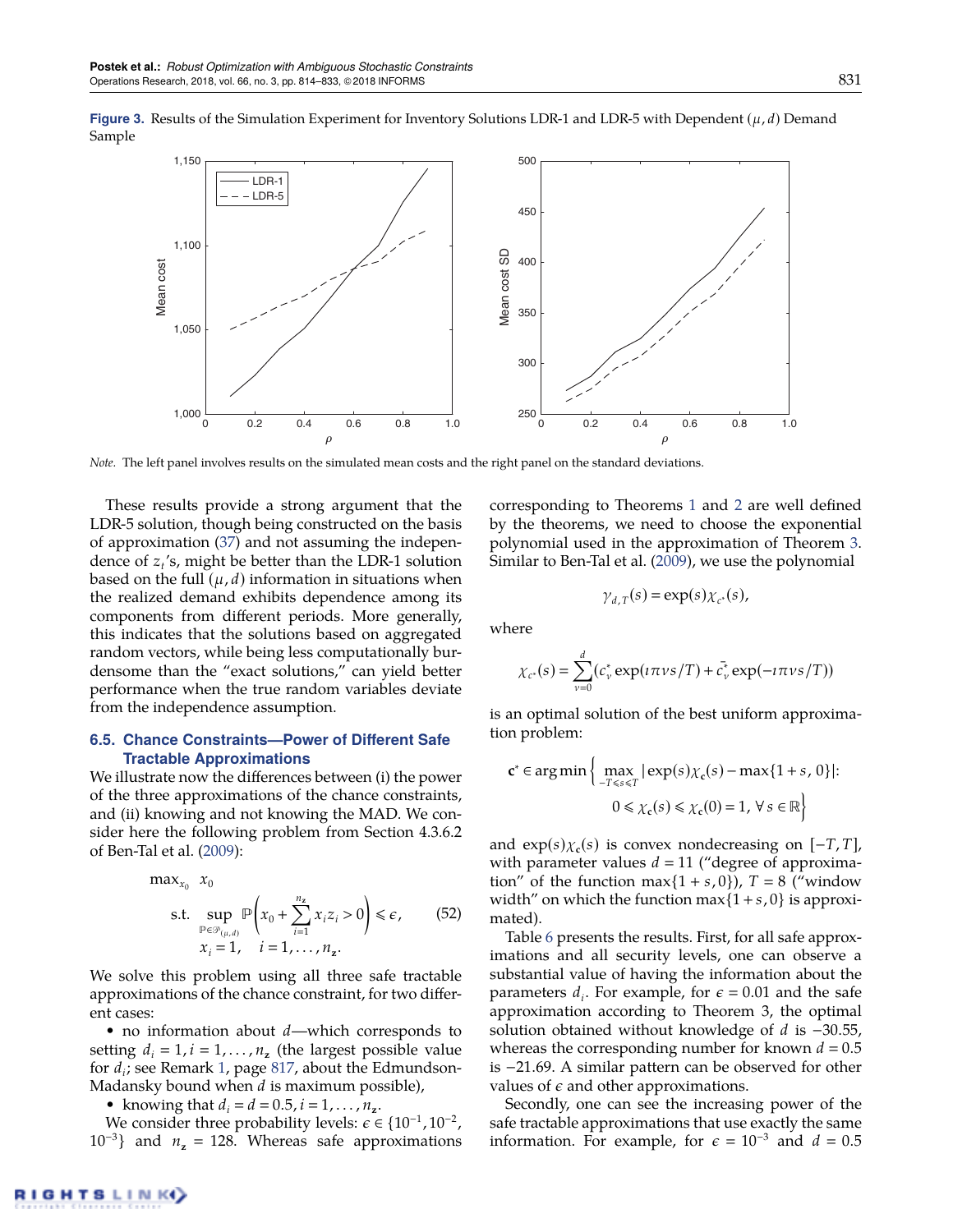**Figure 3.** Results of the Simulation Experiment for Inventory Solutions LDR-1 and LDR-5 with Dependent $(\mu, d)$ Demand Sample

*Note.* The left panel involves results on the simulated mean costs and the right panel on the standard deviations.

These results provide a strong argument that the LDR-5 solution, though being constructed on the basis of approximation (37) and not assuming the independence of $z_t$'s, might be better than the LDR-1 solution based on the full $(\mu, d)$ information in situations when the realized demand exhibits dependence among its components from different periods. More generally, this indicates that the solutions based on aggregated random vectors, while being less computationally burdensome than the "exact solutions," can yield better performance when the true random variables deviate from the independence assumption.

### 6.5. Chance Constraints—Power of Different Safe Tractable Approximations

We illustrate now the differences between (i) the power of the three approximations of the chance constraints, and (ii) knowing and not knowing the MAD. We consider here the following problem from Section 4.3.6.2 of Ben-Tal et al. (2009):

$$\max_{x_0} \quad x_0$$
$$\text{s.t.} \quad \sup_{\mathbb{P} \in \mathcal{P}_{(\mu,d)}} \mathbb{P}\left(x_0 + \sum_{i=1}^{n_{\mathbf{z}}} x_i z_i > 0\right) \leqslant \epsilon, \tag{52}$$
$$x_i = 1, \quad i = 1, \ldots, n_{\mathbf{z}}.$$

We solve this problem using all three safe tractable approximations of the chance constraint, for two different cases:

- no information about $d$—which corresponds to setting $d_i = 1, i = 1, \ldots, n_{\mathbf{z}}$ (the largest possible value for $d_i$; see Remark 1, page 817, about the Edmundson-Madansky bound when $d$ is maximum possible),
- knowing that $d_i = d = 0.5, i = 1, \ldots, n_{\mathbf{z}}$.

We consider three probability levels: $\epsilon \in \{10^{-1}, 10^{-2}, 10^{-3}\}$ and $n_{\mathbf{z}} = 128$. Whereas safe approximations corresponding to Theorems 1 and 2 are well defined by the theorems, we need to choose the exponential polynomial used in the approximation of Theorem 3. Similar to Ben-Tal et al. (2009), we use the polynomial

$$\gamma_{d,T}(s) = \exp(s)\chi_{c^*}(s),$$

where

$$\chi_{c^*}(s) = \sum_{\nu=0}^{d}(c_\nu^* \exp(\imath\pi\nu s/T) + \bar{c}_\nu^* \exp(-\imath\pi\nu s/T))$$

is an optimal solution of the best uniform approximation problem:

$$\mathbf{c}^* \in \arg\min\left\{ \max_{-T \leqslant s \leqslant T} |\exp(s)\chi_{\mathbf{c}}(s) - \max\{1+s, 0\}|: \right.$$
$$\left. 0 \leqslant \chi_{\mathbf{c}}(s) \leqslant \chi_{\mathbf{c}}(0) = 1, \forall\, s \in \mathbb{R} \right\}$$

and $\exp(s)\chi_{\mathbf{c}}(s)$ is convex nondecreasing on $[-T, T]$, with parameter values $d = 11$ ("degree of approximation" of the function $\max\{1+s, 0\}$), $T = 8$ ("window width" on which the function $\max\{1+s, 0\}$ is approximated).

Table 6 presents the results. First, for all safe approximations and all security levels, one can observe a substantial value of having the information about the parameters $d_i$. For example, for $\epsilon = 0.01$ and the safe approximation according to Theorem 3, the optimal solution obtained without knowledge of $d$ is $-30.55$, whereas the corresponding number for known $d = 0.5$ is $-21.69$. A similar pattern can be observed for other values of $\epsilon$ and other approximations.

Secondly, one can see the increasing power of the safe tractable approximations that use exactly the same information. For example, for $\epsilon = 10^{-3}$ and $d = 0.5$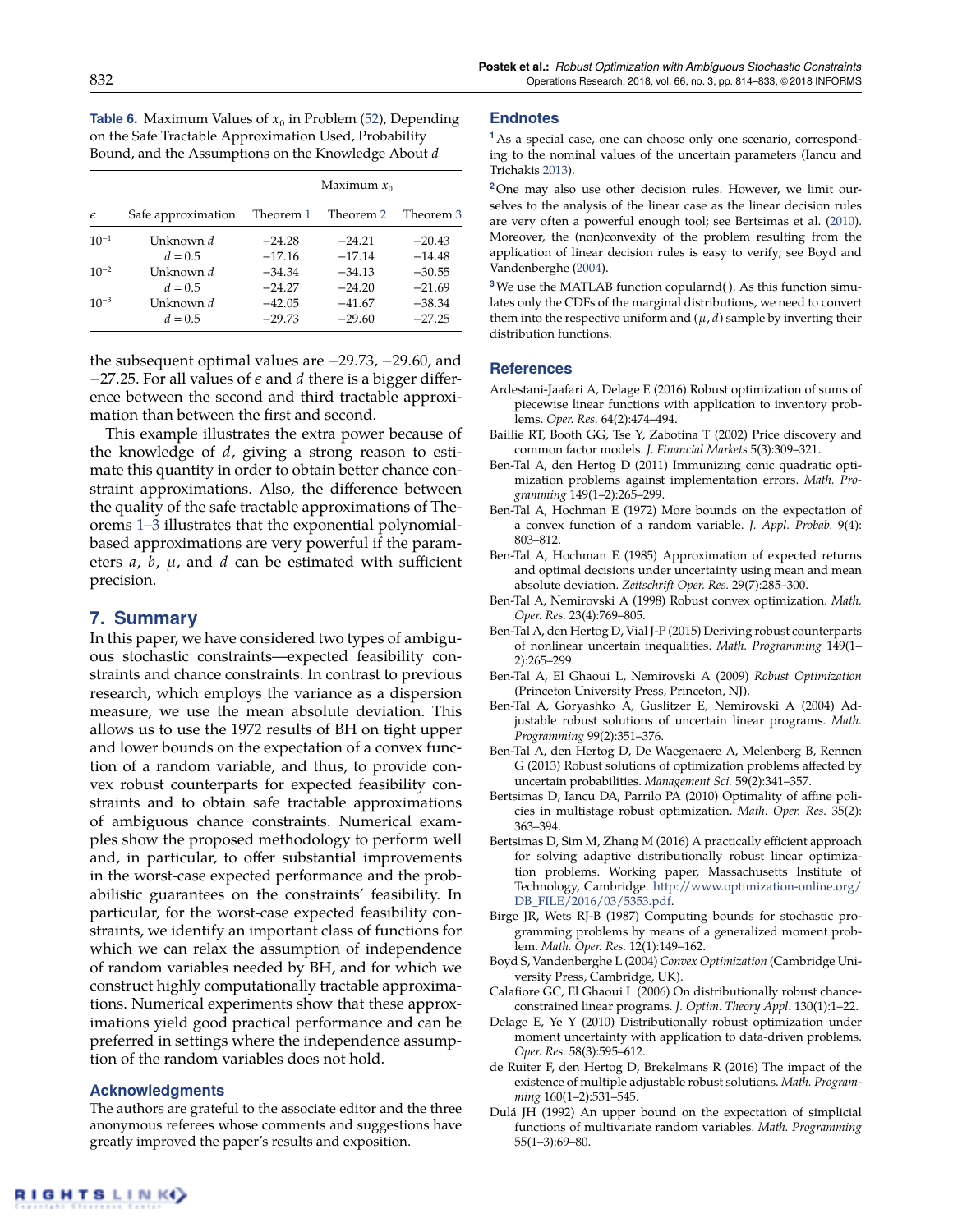**Table 6.** Maximum Values of $x_0$ in Problem (52), Depending on the Safe Tractable Approximation Used, Probability Bound, and the Assumptions on the Knowledge About $d$

| | | Maximum $x_0$ | | |
|---|---|---|---|---|
| $\epsilon$ | Safe approximation | Theorem 1 | Theorem 2 | Theorem 3 |
| $10^{-1}$ | Unknown $d$ | −24.28 | −24.21 | −20.43 |
| | $d = 0.5$ | −17.16 | −17.14 | −14.48 |
| $10^{-2}$ | Unknown $d$ | −34.34 | −34.13 | −30.55 |
| | $d = 0.5$ | −24.27 | −24.20 | −21.69 |
| $10^{-3}$ | Unknown $d$ | −42.05 | −41.67 | −38.34 |
| | $d = 0.5$ | −29.73 | −29.60 | −27.25 |

the subsequent optimal values are −29.73, −29.60, and −27.25. For all values of $\epsilon$ and $d$ there is a bigger difference between the second and third tractable approximation than between the first and second.

This example illustrates the extra power because of the knowledge of $d$, giving a strong reason to estimate this quantity in order to obtain better chance constraint approximations. Also, the difference between the quality of the safe tractable approximations of Theorems 1–3 illustrates that the exponential polynomial-based approximations are very powerful if the parameters $a$, $b$, $\mu$, and $d$ can be estimated with sufficient precision.

## 7. Summary

In this paper, we have considered two types of ambiguous stochastic constraints—expected feasibility constraints and chance constraints. In contrast to previous research, which employs the variance as a dispersion measure, we use the mean absolute deviation. This allows us to use the 1972 results of BH on tight upper and lower bounds on the expectation of a convex function of a random variable, and thus, to provide convex robust counterparts for expected feasibility constraints and to obtain safe tractable approximations of ambiguous chance constraints. Numerical examples show the proposed methodology to perform well and, in particular, to offer substantial improvements in the worst-case expected performance and the probabilistic guarantees on the constraints' feasibility. In particular, for the worst-case expected feasibility constraints, we identify an important class of functions for which we can relax the assumption of independence of random variables needed by BH, and for which we construct highly computationally tractable approximations. Numerical experiments show that these approximations yield good practical performance and can be preferred in settings where the independence assumption of the random variables does not hold.

### Acknowledgments

The authors are grateful to the associate editor and the three anonymous referees whose comments and suggestions have greatly improved the paper's results and exposition.

## Endnotes

[1] As a special case, one can choose only one scenario, corresponding to the nominal values of the uncertain parameters (Iancu and Trichakis 2013).

[2] One may also use other decision rules. However, we limit ourselves to the analysis of the linear case as the linear decision rules are very often a powerful enough tool; see Bertsimas et al. (2010). Moreover, the (non)convexity of the problem resulting from the application of linear decision rules is easy to verify; see Boyd and Vandenberghe (2004).

[3] We use the MATLAB function copularnd(). As this function simulates only the CDFs of the marginal distributions, we need to convert them into the respective uniform and $(\mu, d)$ sample by inverting their distribution functions.

## References

Ardestani-Jaafari A, Delage E (2016) Robust optimization of sums of piecewise linear functions with application to inventory problems. *Oper. Res.* 64(2):474–494.

Baillie RT, Booth GG, Tse Y, Zabotina T (2002) Price discovery and common factor models. *J. Financial Markets* 5(3):309–321.

Ben-Tal A, den Hertog D (2011) Immunizing conic quadratic optimization problems against implementation errors. *Math. Programming* 149(1–2):265–299.

Ben-Tal A, Hochman E (1972) More bounds on the expectation of a convex function of a random variable. *J. Appl. Probab.* 9(4):803–812.

Ben-Tal A, Hochman E (1985) Approximation of expected returns and optimal decisions under uncertainty using mean and mean absolute deviation. *Zeitschrift Oper. Res.* 29(7):285–300.

Ben-Tal A, Nemirovski A (1998) Robust convex optimization. *Math. Oper. Res.* 23(4):769–805.

Ben-Tal A, den Hertog D, Vial J-P (2015) Deriving robust counterparts of nonlinear uncertain inequalities. *Math. Programming* 149(1–2):265–299.

Ben-Tal A, El Ghaoui L, Nemirovski A (2009) *Robust Optimization* (Princeton University Press, Princeton, NJ).

Ben-Tal A, Goryashko A, Guslitzer E, Nemirovski A (2004) Adjustable robust solutions of uncertain linear programs. *Math. Programming* 99(2):351–376.

Ben-Tal A, den Hertog D, De Waegenaere A, Melenberg B, Rennen G (2013) Robust solutions of optimization problems affected by uncertain probabilities. *Management Sci.* 59(2):341–357.

Bertsimas D, Iancu DA, Parrilo PA (2010) Optimality of affine policies in multistage robust optimization. *Math. Oper. Res.* 35(2):363–394.

Bertsimas D, Sim M, Zhang M (2016) A practically efficient approach for solving adaptive distributionally robust linear optimization problems. Working paper, Massachusetts Institute of Technology, Cambridge. http://www.optimization-online.org/DB_FILE/2016/03/5353.pdf.

Birge JR, Wets RJ-B (1987) Computing bounds for stochastic programming problems by means of a generalized moment problem. *Math. Oper. Res.* 12(1):149–162.

Boyd S, Vandenberghe L (2004) *Convex Optimization* (Cambridge University Press, Cambridge, UK).

Calafiore GC, El Ghaoui L (2006) On distributionally robust chance-constrained linear programs. *J. Optim. Theory Appl.* 130(1):1–22.

Delage E, Ye Y (2010) Distributionally robust optimization under moment uncertainty with application to data-driven problems. *Oper. Res.* 58(3):595–612.

de Ruiter F, den Hertog D, Brekelmans R (2016) The impact of the existence of multiple adjustable robust solutions. *Math. Programming* 160(1–2):531–545.

Dulá JH (1992) An upper bound on the expectation of simplicial functions of multivariate random variables. *Math. Programming* 55(1–3):69–80.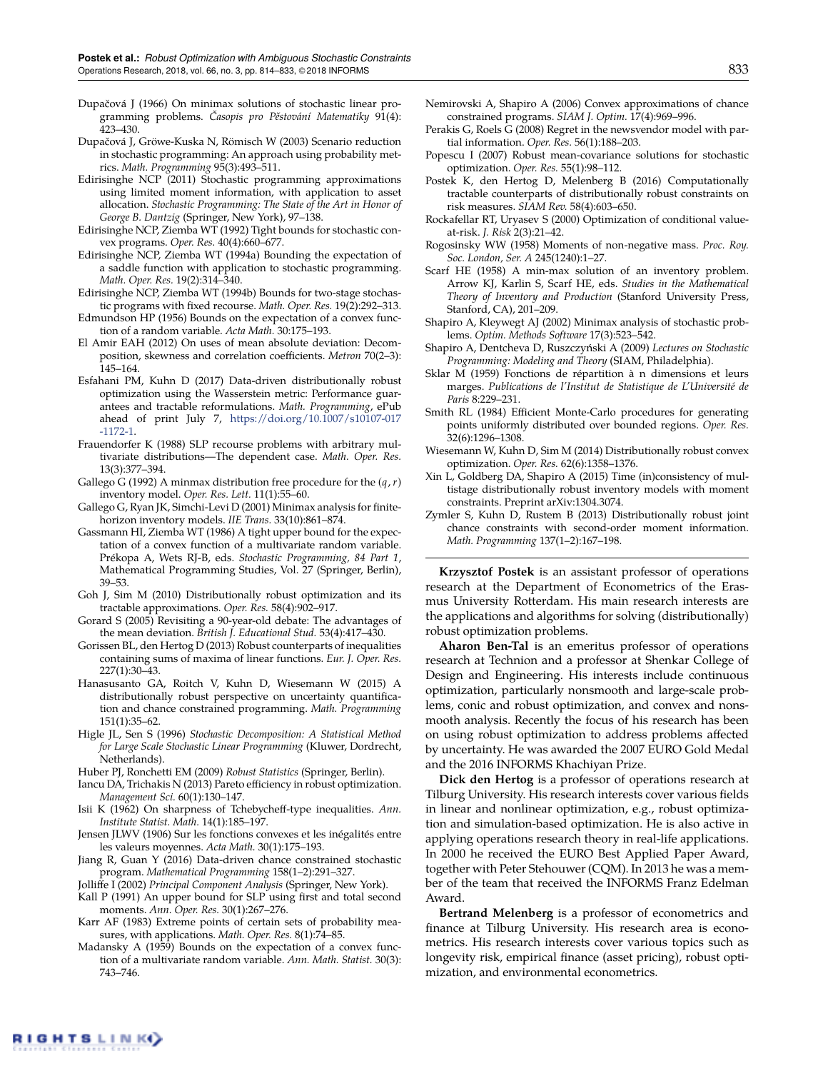Dupačová J (1966) On minimax solutions of stochastic linear programming problems. *Časopis pro Pěstování Matematiky* 91(4): 423–430.

Dupačová J, Gröwe-Kuska N, Römisch W (2003) Scenario reduction in stochastic programming: An approach using probability metrics. *Math. Programming* 95(3):493–511.

Edirisinghe NCP (2011) Stochastic programming approximations using limited moment information, with application to asset allocation. *Stochastic Programming: The State of the Art in Honor of George B. Dantzig* (Springer, New York), 97–138.

Edirisinghe NCP, Ziemba WT (1992) Tight bounds for stochastic convex programs. *Oper. Res.* 40(4):660–677.

Edirisinghe NCP, Ziemba WT (1994a) Bounding the expectation of a saddle function with application to stochastic programming. *Math. Oper. Res.* 19(2):314–340.

Edirisinghe NCP, Ziemba WT (1994b) Bounds for two-stage stochastic programs with fixed recourse. *Math. Oper. Res.* 19(2):292–313.

Edmundson HP (1956) Bounds on the expectation of a convex function of a random variable. *Acta Math.* 30:175–193.

El Amir EAH (2012) On uses of mean absolute deviation: Decomposition, skewness and correlation coefficients. *Metron* 70(2–3): 145–164.

Esfahani PM, Kuhn D (2017) Data-driven distributionally robust optimization using the Wasserstein metric: Performance guarantees and tractable reformulations. *Math. Programming*, ePub ahead of print July 7, https://doi.org/10.1007/s10107-017-1172-1.

Frauendorfer K (1988) SLP recourse problems with arbitrary multivariate distributions—The dependent case. *Math. Oper. Res.* 13(3):377–394.

Gallego G (1992) A minmax distribution free procedure for the $(q, r)$ inventory model. *Oper. Res. Lett.* 11(1):55–60.

Gallego G, Ryan JK, Simchi-Levi D (2001) Minimax analysis for finite-horizon inventory models. *IIE Trans.* 33(10):861–874.

Gassmann HI, Ziemba WT (1986) A tight upper bound for the expectation of a convex function of a multivariate random variable. Prékopa A, Wets RJ-B, eds. *Stochastic Programming, 84 Part 1*, Mathematical Programming Studies, Vol. 27 (Springer, Berlin), 39–53.

Goh J, Sim M (2010) Distributionally robust optimization and its tractable approximations. *Oper. Res.* 58(4):902–917.

Gorard S (2005) Revisiting a 90-year-old debate: The advantages of the mean deviation. *British J. Educational Stud.* 53(4):417–430.

Gorissen BL, den Hertog D (2013) Robust counterparts of inequalities containing sums of maxima of linear functions. *Eur. J. Oper. Res.* 227(1):30–43.

Hanasusanto GA, Roitch V, Kuhn D, Wiesemann W (2015) A distributionally robust perspective on uncertainty quantification and chance constrained programming. *Math. Programming* 151(1):35–62.

Higle JL, Sen S (1996) *Stochastic Decomposition: A Statistical Method for Large Scale Stochastic Linear Programming* (Kluwer, Dordrecht, Netherlands).

Huber PJ, Ronchetti EM (2009) *Robust Statistics* (Springer, Berlin).

Iancu DA, Trichakis N (2013) Pareto efficiency in robust optimization. *Management Sci.* 60(1):130–147.

Isii K (1962) On sharpness of Tchebycheff-type inequalities. *Ann. Institute Statist. Math.* 14(1):185–197.

Jensen JLWV (1906) Sur les fonctions convexes et les inégalités entre les valeurs moyennes. *Acta Math.* 30(1):175–193.

Jiang R, Guan Y (2016) Data-driven chance constrained stochastic program. *Mathematical Programming* 158(1–2):291–327.

Jolliffe I (2002) *Principal Component Analysis* (Springer, New York).

Kall P (1991) An upper bound for SLP using first and total second moments. *Ann. Oper. Res.* 30(1):267–276.

Karr AF (1983) Extreme points of certain sets of probability measures, with applications. *Math. Oper. Res.* 8(1):74–85.

Madansky A (1959) Bounds on the expectation of a convex function of a multivariate random variable. *Ann. Math. Statist.* 30(3): 743–746.

Nemirovski A, Shapiro A (2006) Convex approximations of chance constrained programs. *SIAM J. Optim.* 17(4):969–996.

Perakis G, Roels G (2008) Regret in the newsvendor model with partial information. *Oper. Res.* 56(1):188–203.

Popescu I (2007) Robust mean-covariance solutions for stochastic optimization. *Oper. Res.* 55(1):98–112.

Postek K, den Hertog D, Melenberg B (2016) Computationally tractable counterparts of distributionally robust constraints on risk measures. *SIAM Rev.* 58(4):603–650.

Rockafellar RT, Uryasev S (2000) Optimization of conditional value-at-risk. *J. Risk* 2(3):21–42.

Rogosinsky WW (1958) Moments of non-negative mass. *Proc. Roy. Soc. London, Ser. A* 245(1240):1–27.

Scarf HE (1958) A min-max solution of an inventory problem. Arrow KJ, Karlin S, Scarf HE, eds. *Studies in the Mathematical Theory of Inventory and Production* (Stanford University Press, Stanford, CA), 201–209.

Shapiro A, Kleywegt AJ (2002) Minimax analysis of stochastic problems. *Optim. Methods Software* 17(3):523–542.

Shapiro A, Dentcheva D, Ruszczyński A (2009) *Lectures on Stochastic Programming: Modeling and Theory* (SIAM, Philadelphia).

Sklar M (1959) Fonctions de répartition à n dimensions et leurs marges. *Publications de l'Institut de Statistique de L'Université de Paris* 8:229–231.

Smith RL (1984) Efficient Monte-Carlo procedures for generating points uniformly distributed over bounded regions. *Oper. Res.* 32(6):1296–1308.

Wiesemann W, Kuhn D, Sim M (2014) Distributionally robust convex optimization. *Oper. Res.* 62(6):1358–1376.

Xin L, Goldberg DA, Shapiro A (2015) Time (in)consistency of multistage distributionally robust inventory models with moment constraints. Preprint arXiv:1304.3074.

Zymler S, Kuhn D, Rustem B (2013) Distributionally robust joint chance constraints with second-order moment information. *Math. Programming* 137(1–2):167–198.

---

**Krzysztof Postek** is an assistant professor of operations research at the Department of Econometrics of the Erasmus University Rotterdam. His main research interests are the applications and algorithms for solving (distributionally) robust optimization problems.

**Aharon Ben-Tal** is an emeritus professor of operations research at Technion and a professor at Shenkar College of Design and Engineering. His interests include continuous optimization, particularly nonsmooth and large-scale problems, conic and robust optimization, and convex and nonsmooth analysis. Recently the focus of his research has been on using robust optimization to address problems affected by uncertainty. He was awarded the 2007 EURO Gold Medal and the 2016 INFORMS Khachiyan Prize.

**Dick den Hertog** is a professor of operations research at Tilburg University. His research interests cover various fields in linear and nonlinear optimization, e.g., robust optimization and simulation-based optimization. He is also active in applying operations research theory in real-life applications. In 2000 he received the EURO Best Applied Paper Award, together with Peter Stehouwer (CQM). In 2013 he was a member of the team that received the INFORMS Franz Edelman Award.

**Bertrand Melenberg** is a professor of econometrics and finance at Tilburg University. His research area is econometrics. His research interests cover various topics such as longevity risk, empirical finance (asset pricing), robust optimization, and environmental econometrics.